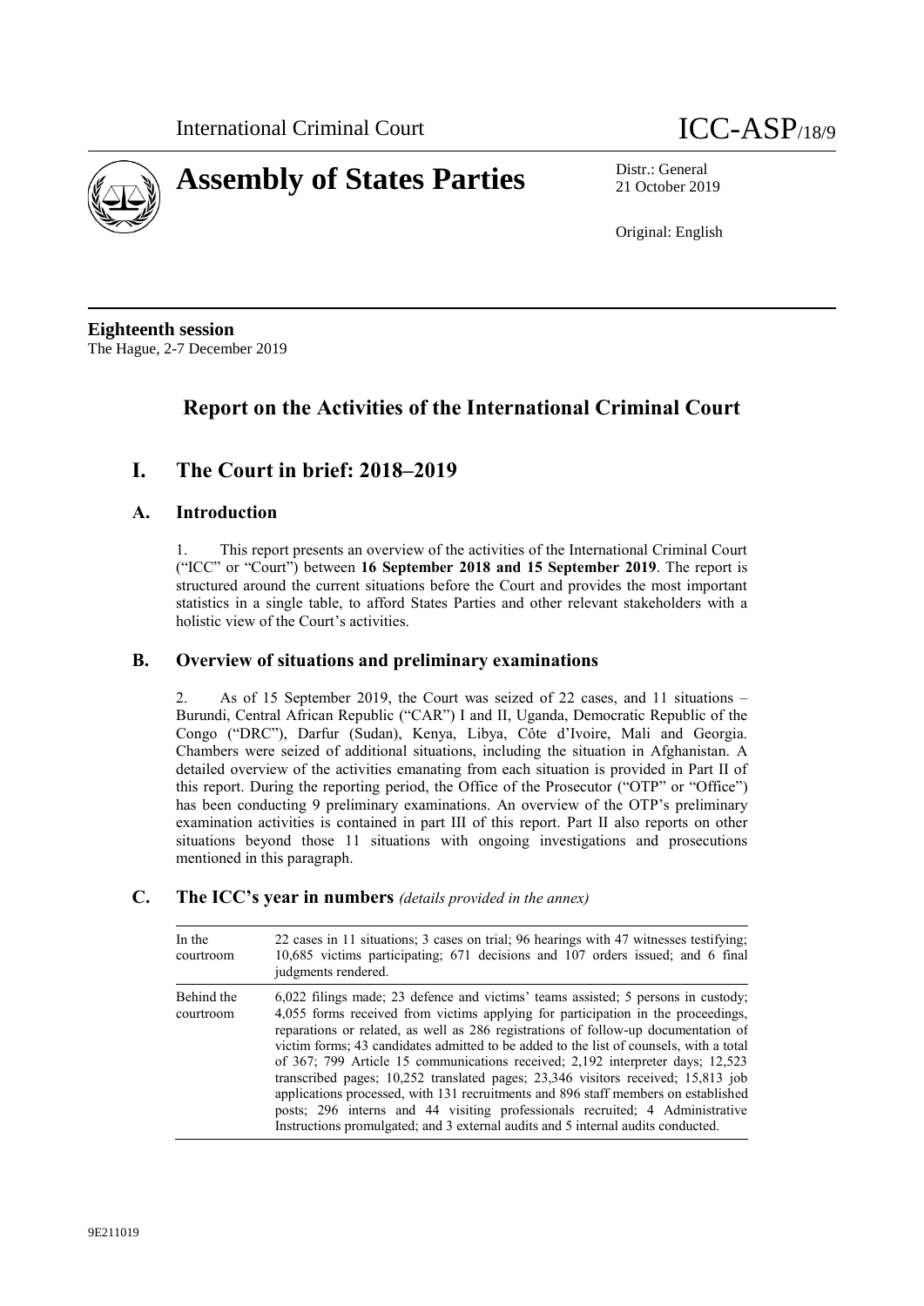International Criminal Court

ICC-ASP/18/9

# Assembly of States Parties

Distr.: General
21 October 2019

Original: English

**Eighteenth session**
The Hague, 2-7 December 2019

# Report on the Activities of the International Criminal Court

## I. The Court in brief: 2018–2019

### A. Introduction

1. This report presents an overview of the activities of the International Criminal Court ("ICC" or "Court") between **16 September 2018 and 15 September 2019**. The report is structured around the current situations before the Court and provides the most important statistics in a single table, to afford States Parties and other relevant stakeholders with a holistic view of the Court's activities.

### B. Overview of situations and preliminary examinations

2. As of 15 September 2019, the Court was seized of 22 cases, and 11 situations – Burundi, Central African Republic ("CAR") I and II, Uganda, Democratic Republic of the Congo ("DRC"), Darfur (Sudan), Kenya, Libya, Côte d'Ivoire, Mali and Georgia. Chambers were seized of additional situations, including the situation in Afghanistan. A detailed overview of the activities emanating from each situation is provided in Part II of this report. During the reporting period, the Office of the Prosecutor ("OTP" or "Office") has been conducting 9 preliminary examinations. An overview of the OTP's preliminary examination activities is contained in part III of this report. Part II also reports on other situations beyond those 11 situations with ongoing investigations and prosecutions mentioned in this paragraph.

### C. The ICC's year in numbers *(details provided in the annex)*

| | |
|---|---|
| In the courtroom | 22 cases in 11 situations; 3 cases on trial; 96 hearings with 47 witnesses testifying; 10,685 victims participating; 671 decisions and 107 orders issued; and 6 final judgments rendered. |
| Behind the courtroom | 6,022 filings made; 23 defence and victims' teams assisted; 5 persons in custody; 4,055 forms received from victims applying for participation in the proceedings, reparations or related, as well as 286 registrations of follow-up documentation of victim forms; 43 candidates admitted to be added to the list of counsels, with a total of 367; 799 Article 15 communications received; 2,192 interpreter days; 12,523 transcribed pages; 10,252 translated pages; 23,346 visitors received; 15,813 job applications processed, with 131 recruitments and 896 staff members on established posts; 296 interns and 44 visiting professionals recruited; 4 Administrative Instructions promulgated; and 3 external audits and 5 internal audits conducted. |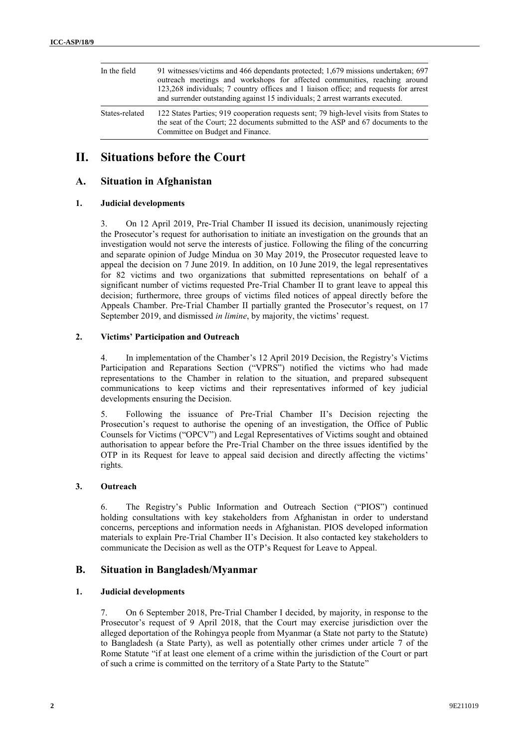| | |
|---|---|
| In the field | 91 witnesses/victims and 466 dependants protected; 1,679 missions undertaken; 697 outreach meetings and workshops for affected communities, reaching around 123,268 individuals; 7 country offices and 1 liaison office; and requests for arrest and surrender outstanding against 15 individuals; 2 arrest warrants executed. |
| States-related | 122 States Parties; 919 cooperation requests sent; 79 high-level visits from States to the seat of the Court; 22 documents submitted to the ASP and 67 documents to the Committee on Budget and Finance. |

# II. Situations before the Court

## A. Situation in Afghanistan

### 1. Judicial developments

3. On 12 April 2019, Pre-Trial Chamber II issued its decision, unanimously rejecting the Prosecutor's request for authorisation to initiate an investigation on the grounds that an investigation would not serve the interests of justice. Following the filing of the concurring and separate opinion of Judge Mindua on 30 May 2019, the Prosecutor requested leave to appeal the decision on 7 June 2019. In addition, on 10 June 2019, the legal representatives for 82 victims and two organizations that submitted representations on behalf of a significant number of victims requested Pre-Trial Chamber II to grant leave to appeal this decision; furthermore, three groups of victims filed notices of appeal directly before the Appeals Chamber. Pre-Trial Chamber II partially granted the Prosecutor's request, on 17 September 2019, and dismissed *in limine*, by majority, the victims' request.

### 2. Victims' Participation and Outreach

4. In implementation of the Chamber's 12 April 2019 Decision, the Registry's Victims Participation and Reparations Section ("VPRS") notified the victims who had made representations to the Chamber in relation to the situation, and prepared subsequent communications to keep victims and their representatives informed of key judicial developments ensuring the Decision.

5. Following the issuance of Pre-Trial Chamber II's Decision rejecting the Prosecution's request to authorise the opening of an investigation, the Office of Public Counsels for Victims ("OPCV") and Legal Representatives of Victims sought and obtained authorisation to appear before the Pre-Trial Chamber on the three issues identified by the OTP in its Request for leave to appeal said decision and directly affecting the victims' rights.

### 3. Outreach

6. The Registry's Public Information and Outreach Section ("PIOS") continued holding consultations with key stakeholders from Afghanistan in order to understand concerns, perceptions and information needs in Afghanistan. PIOS developed information materials to explain Pre-Trial Chamber II's Decision. It also contacted key stakeholders to communicate the Decision as well as the OTP's Request for Leave to Appeal.

## B. Situation in Bangladesh/Myanmar

### 1. Judicial developments

7. On 6 September 2018, Pre-Trial Chamber I decided, by majority, in response to the Prosecutor's request of 9 April 2018, that the Court may exercise jurisdiction over the alleged deportation of the Rohingya people from Myanmar (a State not party to the Statute) to Bangladesh (a State Party), as well as potentially other crimes under article 7 of the Rome Statute "if at least one element of a crime within the jurisdiction of the Court or part of such a crime is committed on the territory of a State Party to the Statute"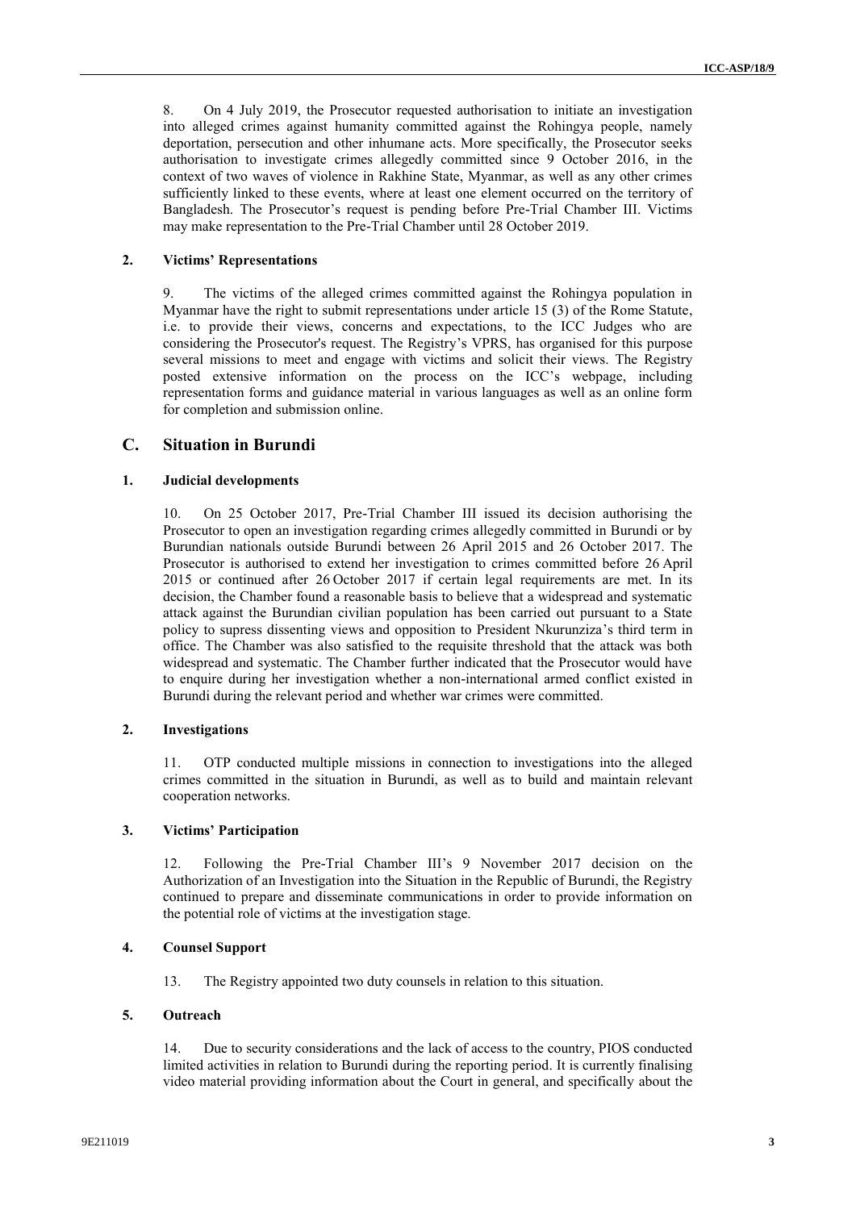8. On 4 July 2019, the Prosecutor requested authorisation to initiate an investigation into alleged crimes against humanity committed against the Rohingya people, namely deportation, persecution and other inhumane acts. More specifically, the Prosecutor seeks authorisation to investigate crimes allegedly committed since 9 October 2016, in the context of two waves of violence in Rakhine State, Myanmar, as well as any other crimes sufficiently linked to these events, where at least one element occurred on the territory of Bangladesh. The Prosecutor's request is pending before Pre-Trial Chamber III. Victims may make representation to the Pre-Trial Chamber until 28 October 2019.

### 2. Victims' Representations

9. The victims of the alleged crimes committed against the Rohingya population in Myanmar have the right to submit representations under article 15 (3) of the Rome Statute, i.e. to provide their views, concerns and expectations, to the ICC Judges who are considering the Prosecutor's request. The Registry's VPRS, has organised for this purpose several missions to meet and engage with victims and solicit their views. The Registry posted extensive information on the process on the ICC's webpage, including representation forms and guidance material in various languages as well as an online form for completion and submission online.

## C. Situation in Burundi

### 1. Judicial developments

10. On 25 October 2017, Pre-Trial Chamber III issued its decision authorising the Prosecutor to open an investigation regarding crimes allegedly committed in Burundi or by Burundian nationals outside Burundi between 26 April 2015 and 26 October 2017. The Prosecutor is authorised to extend her investigation to crimes committed before 26 April 2015 or continued after 26 October 2017 if certain legal requirements are met. In its decision, the Chamber found a reasonable basis to believe that a widespread and systematic attack against the Burundian civilian population has been carried out pursuant to a State policy to supress dissenting views and opposition to President Nkurunziza's third term in office. The Chamber was also satisfied to the requisite threshold that the attack was both widespread and systematic. The Chamber further indicated that the Prosecutor would have to enquire during her investigation whether a non-international armed conflict existed in Burundi during the relevant period and whether war crimes were committed.

### 2. Investigations

11. OTP conducted multiple missions in connection to investigations into the alleged crimes committed in the situation in Burundi, as well as to build and maintain relevant cooperation networks.

### 3. Victims' Participation

12. Following the Pre-Trial Chamber III's 9 November 2017 decision on the Authorization of an Investigation into the Situation in the Republic of Burundi, the Registry continued to prepare and disseminate communications in order to provide information on the potential role of victims at the investigation stage.

### 4. Counsel Support

13. The Registry appointed two duty counsels in relation to this situation.

### 5. Outreach

14. Due to security considerations and the lack of access to the country, PIOS conducted limited activities in relation to Burundi during the reporting period. It is currently finalising video material providing information about the Court in general, and specifically about the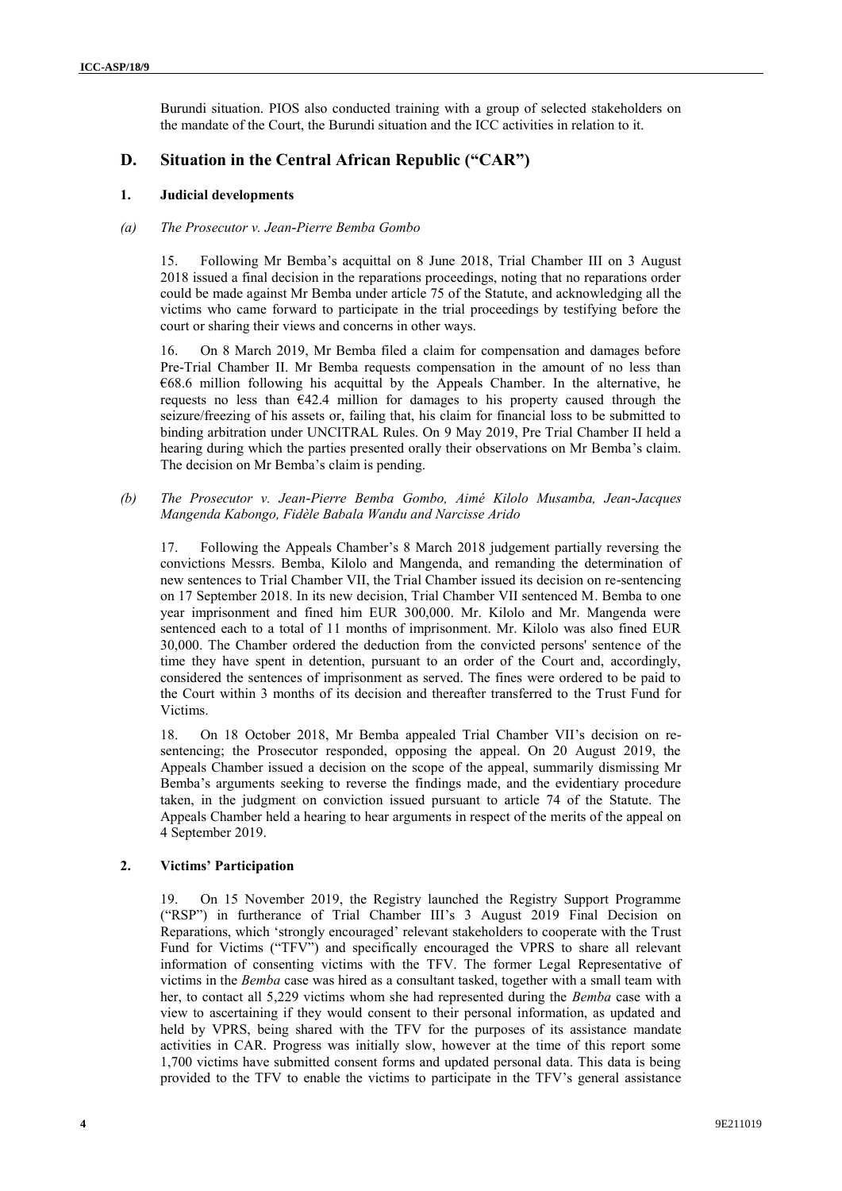Burundi situation. PIOS also conducted training with a group of selected stakeholders on the mandate of the Court, the Burundi situation and the ICC activities in relation to it.

## D. Situation in the Central African Republic ("CAR")

### 1. Judicial developments

#### *(a) The Prosecutor v. Jean-Pierre Bemba Gombo*

15. Following Mr Bemba's acquittal on 8 June 2018, Trial Chamber III on 3 August 2018 issued a final decision in the reparations proceedings, noting that no reparations order could be made against Mr Bemba under article 75 of the Statute, and acknowledging all the victims who came forward to participate in the trial proceedings by testifying before the court or sharing their views and concerns in other ways.

16. On 8 March 2019, Mr Bemba filed a claim for compensation and damages before Pre-Trial Chamber II. Mr Bemba requests compensation in the amount of no less than €68.6 million following his acquittal by the Appeals Chamber. In the alternative, he requests no less than €42.4 million for damages to his property caused through the seizure/freezing of his assets or, failing that, his claim for financial loss to be submitted to binding arbitration under UNCITRAL Rules. On 9 May 2019, Pre Trial Chamber II held a hearing during which the parties presented orally their observations on Mr Bemba's claim. The decision on Mr Bemba's claim is pending.

#### *(b) The Prosecutor v. Jean-Pierre Bemba Gombo, Aimé Kilolo Musamba, Jean-Jacques Mangenda Kabongo, Fidèle Babala Wandu and Narcisse Arido*

17. Following the Appeals Chamber's 8 March 2018 judgement partially reversing the convictions Messrs. Bemba, Kilolo and Mangenda, and remanding the determination of new sentences to Trial Chamber VII, the Trial Chamber issued its decision on re-sentencing on 17 September 2018. In its new decision, Trial Chamber VII sentenced M. Bemba to one year imprisonment and fined him EUR 300,000. Mr. Kilolo and Mr. Mangenda were sentenced each to a total of 11 months of imprisonment. Mr. Kilolo was also fined EUR 30,000. The Chamber ordered the deduction from the convicted persons' sentence of the time they have spent in detention, pursuant to an order of the Court and, accordingly, considered the sentences of imprisonment as served. The fines were ordered to be paid to the Court within 3 months of its decision and thereafter transferred to the Trust Fund for Victims.

18. On 18 October 2018, Mr Bemba appealed Trial Chamber VII's decision on re-sentencing; the Prosecutor responded, opposing the appeal. On 20 August 2019, the Appeals Chamber issued a decision on the scope of the appeal, summarily dismissing Mr Bemba's arguments seeking to reverse the findings made, and the evidentiary procedure taken, in the judgment on conviction issued pursuant to article 74 of the Statute. The Appeals Chamber held a hearing to hear arguments in respect of the merits of the appeal on 4 September 2019.

### 2. Victims' Participation

19. On 15 November 2019, the Registry launched the Registry Support Programme ("RSP") in furtherance of Trial Chamber III's 3 August 2019 Final Decision on Reparations, which 'strongly encouraged' relevant stakeholders to cooperate with the Trust Fund for Victims ("TFV") and specifically encouraged the VPRS to share all relevant information of consenting victims with the TFV. The former Legal Representative of victims in the *Bemba* case was hired as a consultant tasked, together with a small team with her, to contact all 5,229 victims whom she had represented during the *Bemba* case with a view to ascertaining if they would consent to their personal information, as updated and held by VPRS, being shared with the TFV for the purposes of its assistance mandate activities in CAR. Progress was initially slow, however at the time of this report some 1,700 victims have submitted consent forms and updated personal data. This data is being provided to the TFV to enable the victims to participate in the TFV's general assistance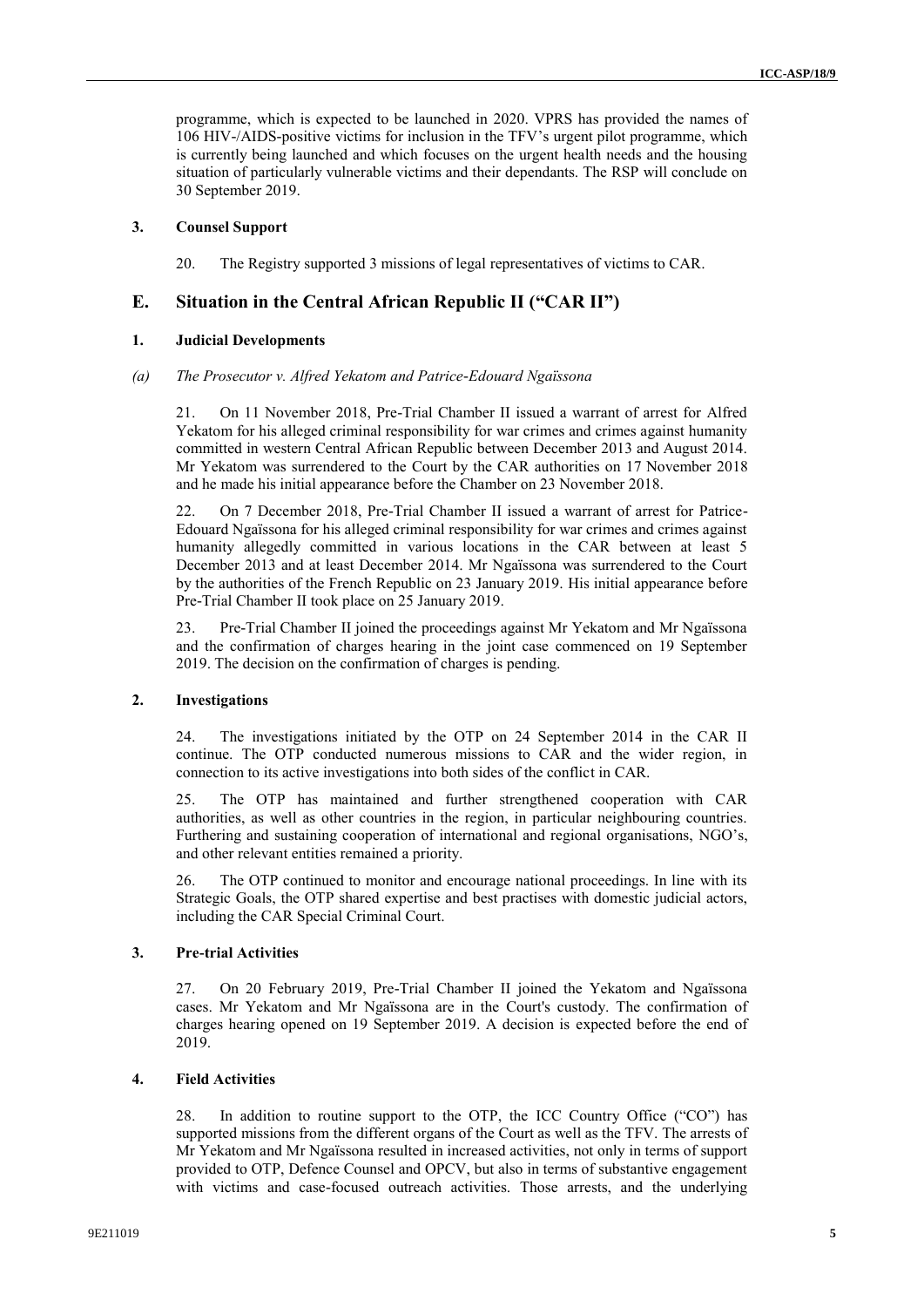programme, which is expected to be launched in 2020. VPRS has provided the names of 106 HIV-/AIDS-positive victims for inclusion in the TFV's urgent pilot programme, which is currently being launched and which focuses on the urgent health needs and the housing situation of particularly vulnerable victims and their dependants. The RSP will conclude on 30 September 2019.

### 3. Counsel Support

20. The Registry supported 3 missions of legal representatives of victims to CAR.

## E. Situation in the Central African Republic II ("CAR II")

### 1. Judicial Developments

#### *(a) The Prosecutor v. Alfred Yekatom and Patrice-Edouard Ngaïssona*

21. On 11 November 2018, Pre-Trial Chamber II issued a warrant of arrest for Alfred Yekatom for his alleged criminal responsibility for war crimes and crimes against humanity committed in western Central African Republic between December 2013 and August 2014. Mr Yekatom was surrendered to the Court by the CAR authorities on 17 November 2018 and he made his initial appearance before the Chamber on 23 November 2018.

22. On 7 December 2018, Pre-Trial Chamber II issued a warrant of arrest for Patrice-Edouard Ngaïssona for his alleged criminal responsibility for war crimes and crimes against humanity allegedly committed in various locations in the CAR between at least 5 December 2013 and at least December 2014. Mr Ngaïssona was surrendered to the Court by the authorities of the French Republic on 23 January 2019. His initial appearance before Pre-Trial Chamber II took place on 25 January 2019.

23. Pre-Trial Chamber II joined the proceedings against Mr Yekatom and Mr Ngaïssona and the confirmation of charges hearing in the joint case commenced on 19 September 2019. The decision on the confirmation of charges is pending.

### 2. Investigations

24. The investigations initiated by the OTP on 24 September 2014 in the CAR II continue. The OTP conducted numerous missions to CAR and the wider region, in connection to its active investigations into both sides of the conflict in CAR.

25. The OTP has maintained and further strengthened cooperation with CAR authorities, as well as other countries in the region, in particular neighbouring countries. Furthering and sustaining cooperation of international and regional organisations, NGO's, and other relevant entities remained a priority.

26. The OTP continued to monitor and encourage national proceedings. In line with its Strategic Goals, the OTP shared expertise and best practises with domestic judicial actors, including the CAR Special Criminal Court.

### 3. Pre-trial Activities

27. On 20 February 2019, Pre-Trial Chamber II joined the Yekatom and Ngaïssona cases. Mr Yekatom and Mr Ngaïssona are in the Court's custody. The confirmation of charges hearing opened on 19 September 2019. A decision is expected before the end of 2019.

### 4. Field Activities

28. In addition to routine support to the OTP, the ICC Country Office ("CO") has supported missions from the different organs of the Court as well as the TFV. The arrests of Mr Yekatom and Mr Ngaïssona resulted in increased activities, not only in terms of support provided to OTP, Defence Counsel and OPCV, but also in terms of substantive engagement with victims and case-focused outreach activities. Those arrests, and the underlying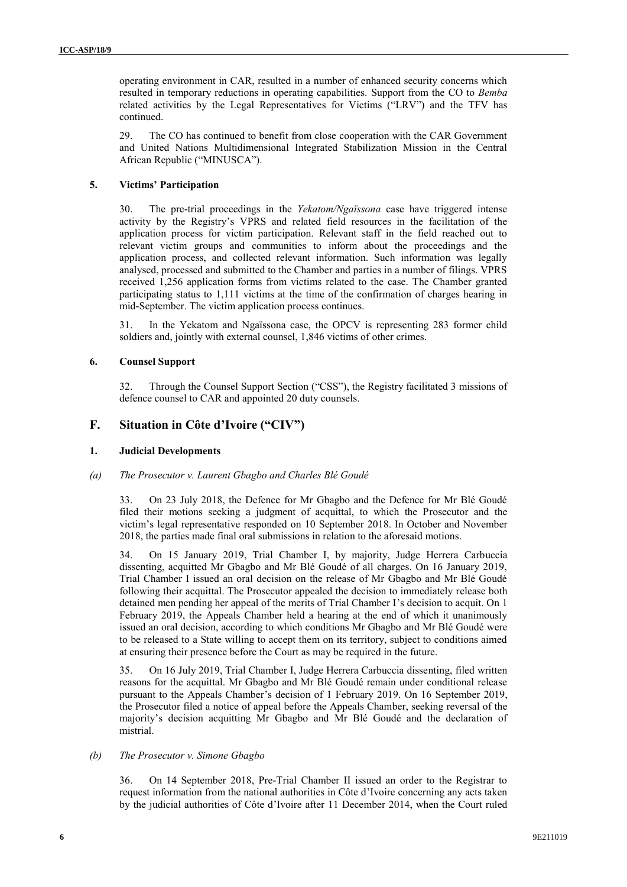operating environment in CAR, resulted in a number of enhanced security concerns which resulted in temporary reductions in operating capabilities. Support from the CO to *Bemba* related activities by the Legal Representatives for Victims ("LRV") and the TFV has continued.

29. The CO has continued to benefit from close cooperation with the CAR Government and United Nations Multidimensional Integrated Stabilization Mission in the Central African Republic ("MINUSCA").

#### 5. Victims' Participation

30. The pre-trial proceedings in the *Yekatom/Ngaïssona* case have triggered intense activity by the Registry's VPRS and related field resources in the facilitation of the application process for victim participation. Relevant staff in the field reached out to relevant victim groups and communities to inform about the proceedings and the application process, and collected relevant information. Such information was legally analysed, processed and submitted to the Chamber and parties in a number of filings. VPRS received 1,256 application forms from victims related to the case. The Chamber granted participating status to 1,111 victims at the time of the confirmation of charges hearing in mid-September. The victim application process continues.

31. In the Yekatom and Ngaïssona case, the OPCV is representing 283 former child soldiers and, jointly with external counsel, 1,846 victims of other crimes.

#### 6. Counsel Support

32. Through the Counsel Support Section ("CSS"), the Registry facilitated 3 missions of defence counsel to CAR and appointed 20 duty counsels.

## F. Situation in Côte d'Ivoire ("CIV")

#### 1. Judicial Developments

##### *(a) The Prosecutor v. Laurent Gbagbo and Charles Blé Goudé*

33. On 23 July 2018, the Defence for Mr Gbagbo and the Defence for Mr Blé Goudé filed their motions seeking a judgment of acquittal, to which the Prosecutor and the victim's legal representative responded on 10 September 2018. In October and November 2018, the parties made final oral submissions in relation to the aforesaid motions.

34. On 15 January 2019, Trial Chamber I, by majority, Judge Herrera Carbuccia dissenting, acquitted Mr Gbagbo and Mr Blé Goudé of all charges. On 16 January 2019, Trial Chamber I issued an oral decision on the release of Mr Gbagbo and Mr Blé Goudé following their acquittal. The Prosecutor appealed the decision to immediately release both detained men pending her appeal of the merits of Trial Chamber I's decision to acquit. On 1 February 2019, the Appeals Chamber held a hearing at the end of which it unanimously issued an oral decision, according to which conditions Mr Gbagbo and Mr Blé Goudé were to be released to a State willing to accept them on its territory, subject to conditions aimed at ensuring their presence before the Court as may be required in the future.

35. On 16 July 2019, Trial Chamber I, Judge Herrera Carbuccia dissenting, filed written reasons for the acquittal. Mr Gbagbo and Mr Blé Goudé remain under conditional release pursuant to the Appeals Chamber's decision of 1 February 2019. On 16 September 2019, the Prosecutor filed a notice of appeal before the Appeals Chamber, seeking reversal of the majority's decision acquitting Mr Gbagbo and Mr Blé Goudé and the declaration of mistrial.

##### *(b) The Prosecutor v. Simone Gbagbo*

36. On 14 September 2018, Pre-Trial Chamber II issued an order to the Registrar to request information from the national authorities in Côte d'Ivoire concerning any acts taken by the judicial authorities of Côte d'Ivoire after 11 December 2014, when the Court ruled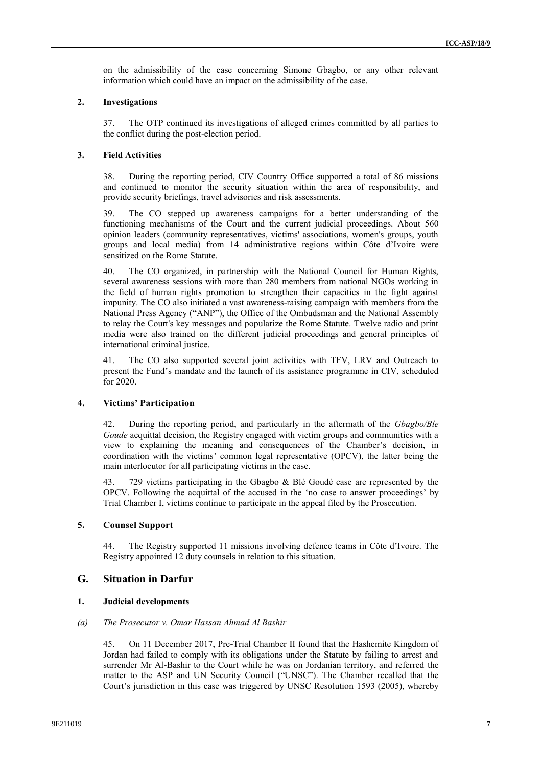on the admissibility of the case concerning Simone Gbagbo, or any other relevant information which could have an impact on the admissibility of the case.

#### 2. Investigations

37. The OTP continued its investigations of alleged crimes committed by all parties to the conflict during the post-election period.

#### 3. Field Activities

38. During the reporting period, CIV Country Office supported a total of 86 missions and continued to monitor the security situation within the area of responsibility, and provide security briefings, travel advisories and risk assessments.

39. The CO stepped up awareness campaigns for a better understanding of the functioning mechanisms of the Court and the current judicial proceedings. About 560 opinion leaders (community representatives, victims' associations, women's groups, youth groups and local media) from 14 administrative regions within Côte d'Ivoire were sensitized on the Rome Statute.

40. The CO organized, in partnership with the National Council for Human Rights, several awareness sessions with more than 280 members from national NGOs working in the field of human rights promotion to strengthen their capacities in the fight against impunity. The CO also initiated a vast awareness-raising campaign with members from the National Press Agency ("ANP"), the Office of the Ombudsman and the National Assembly to relay the Court's key messages and popularize the Rome Statute. Twelve radio and print media were also trained on the different judicial proceedings and general principles of international criminal justice.

41. The CO also supported several joint activities with TFV, LRV and Outreach to present the Fund's mandate and the launch of its assistance programme in CIV, scheduled for 2020.

#### 4. Victims' Participation

42. During the reporting period, and particularly in the aftermath of the *Gbagbo/Ble Goude* acquittal decision, the Registry engaged with victim groups and communities with a view to explaining the meaning and consequences of the Chamber's decision, in coordination with the victims' common legal representative (OPCV), the latter being the main interlocutor for all participating victims in the case.

43. 729 victims participating in the Gbagbo & Blé Goudé case are represented by the OPCV. Following the acquittal of the accused in the 'no case to answer proceedings' by Trial Chamber I, victims continue to participate in the appeal filed by the Prosecution.

#### 5. Counsel Support

44. The Registry supported 11 missions involving defence teams in Côte d'Ivoire. The Registry appointed 12 duty counsels in relation to this situation.

## G. Situation in Darfur

#### 1. Judicial developments

##### *(a) The Prosecutor v. Omar Hassan Ahmad Al Bashir*

45. On 11 December 2017, Pre-Trial Chamber II found that the Hashemite Kingdom of Jordan had failed to comply with its obligations under the Statute by failing to arrest and surrender Mr Al-Bashir to the Court while he was on Jordanian territory, and referred the matter to the ASP and UN Security Council ("UNSC"). The Chamber recalled that the Court's jurisdiction in this case was triggered by UNSC Resolution 1593 (2005), whereby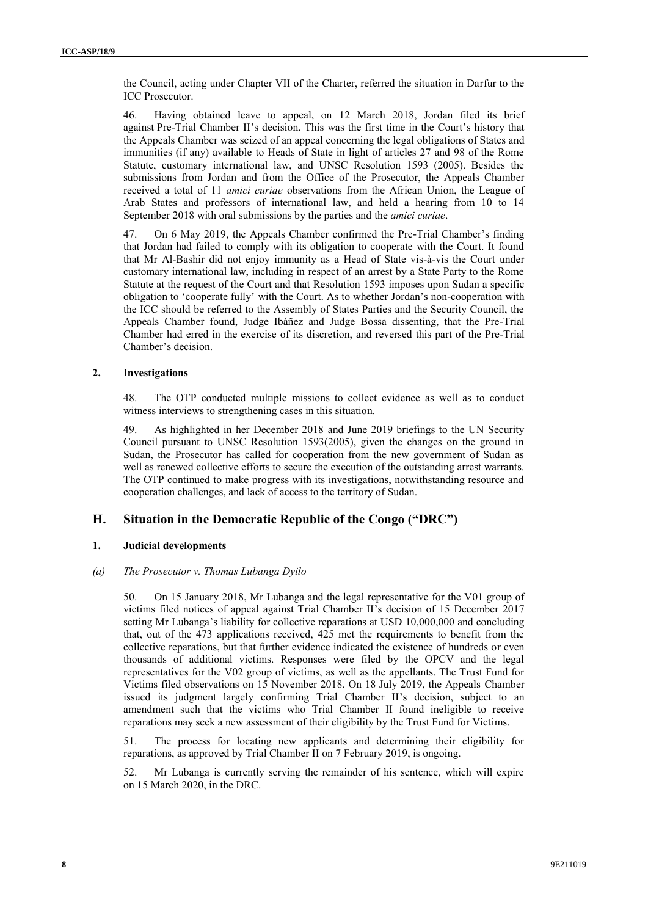the Council, acting under Chapter VII of the Charter, referred the situation in Darfur to the ICC Prosecutor.

46. Having obtained leave to appeal, on 12 March 2018, Jordan filed its brief against Pre-Trial Chamber II's decision. This was the first time in the Court's history that the Appeals Chamber was seized of an appeal concerning the legal obligations of States and immunities (if any) available to Heads of State in light of articles 27 and 98 of the Rome Statute, customary international law, and UNSC Resolution 1593 (2005). Besides the submissions from Jordan and from the Office of the Prosecutor, the Appeals Chamber received a total of 11 *amici curiae* observations from the African Union, the League of Arab States and professors of international law, and held a hearing from 10 to 14 September 2018 with oral submissions by the parties and the *amici curiae*.

47. On 6 May 2019, the Appeals Chamber confirmed the Pre-Trial Chamber's finding that Jordan had failed to comply with its obligation to cooperate with the Court. It found that Mr Al-Bashir did not enjoy immunity as a Head of State vis-à-vis the Court under customary international law, including in respect of an arrest by a State Party to the Rome Statute at the request of the Court and that Resolution 1593 imposes upon Sudan a specific obligation to 'cooperate fully' with the Court. As to whether Jordan's non-cooperation with the ICC should be referred to the Assembly of States Parties and the Security Council, the Appeals Chamber found, Judge Ibáñez and Judge Bossa dissenting, that the Pre-Trial Chamber had erred in the exercise of its discretion, and reversed this part of the Pre-Trial Chamber's decision.

### 2. Investigations

48. The OTP conducted multiple missions to collect evidence as well as to conduct witness interviews to strengthening cases in this situation.

49. As highlighted in her December 2018 and June 2019 briefings to the UN Security Council pursuant to UNSC Resolution 1593(2005), given the changes on the ground in Sudan, the Prosecutor has called for cooperation from the new government of Sudan as well as renewed collective efforts to secure the execution of the outstanding arrest warrants. The OTP continued to make progress with its investigations, notwithstanding resource and cooperation challenges, and lack of access to the territory of Sudan.

## H. Situation in the Democratic Republic of the Congo ("DRC")

### 1. Judicial developments

#### (a) *The Prosecutor v. Thomas Lubanga Dyilo*

50. On 15 January 2018, Mr Lubanga and the legal representative for the V01 group of victims filed notices of appeal against Trial Chamber II's decision of 15 December 2017 setting Mr Lubanga's liability for collective reparations at USD 10,000,000 and concluding that, out of the 473 applications received, 425 met the requirements to benefit from the collective reparations, but that further evidence indicated the existence of hundreds or even thousands of additional victims. Responses were filed by the OPCV and the legal representatives for the V02 group of victims, as well as the appellants. The Trust Fund for Victims filed observations on 15 November 2018. On 18 July 2019, the Appeals Chamber issued its judgment largely confirming Trial Chamber II's decision, subject to an amendment such that the victims who Trial Chamber II found ineligible to receive reparations may seek a new assessment of their eligibility by the Trust Fund for Victims.

51. The process for locating new applicants and determining their eligibility for reparations, as approved by Trial Chamber II on 7 February 2019, is ongoing.

52. Mr Lubanga is currently serving the remainder of his sentence, which will expire on 15 March 2020, in the DRC.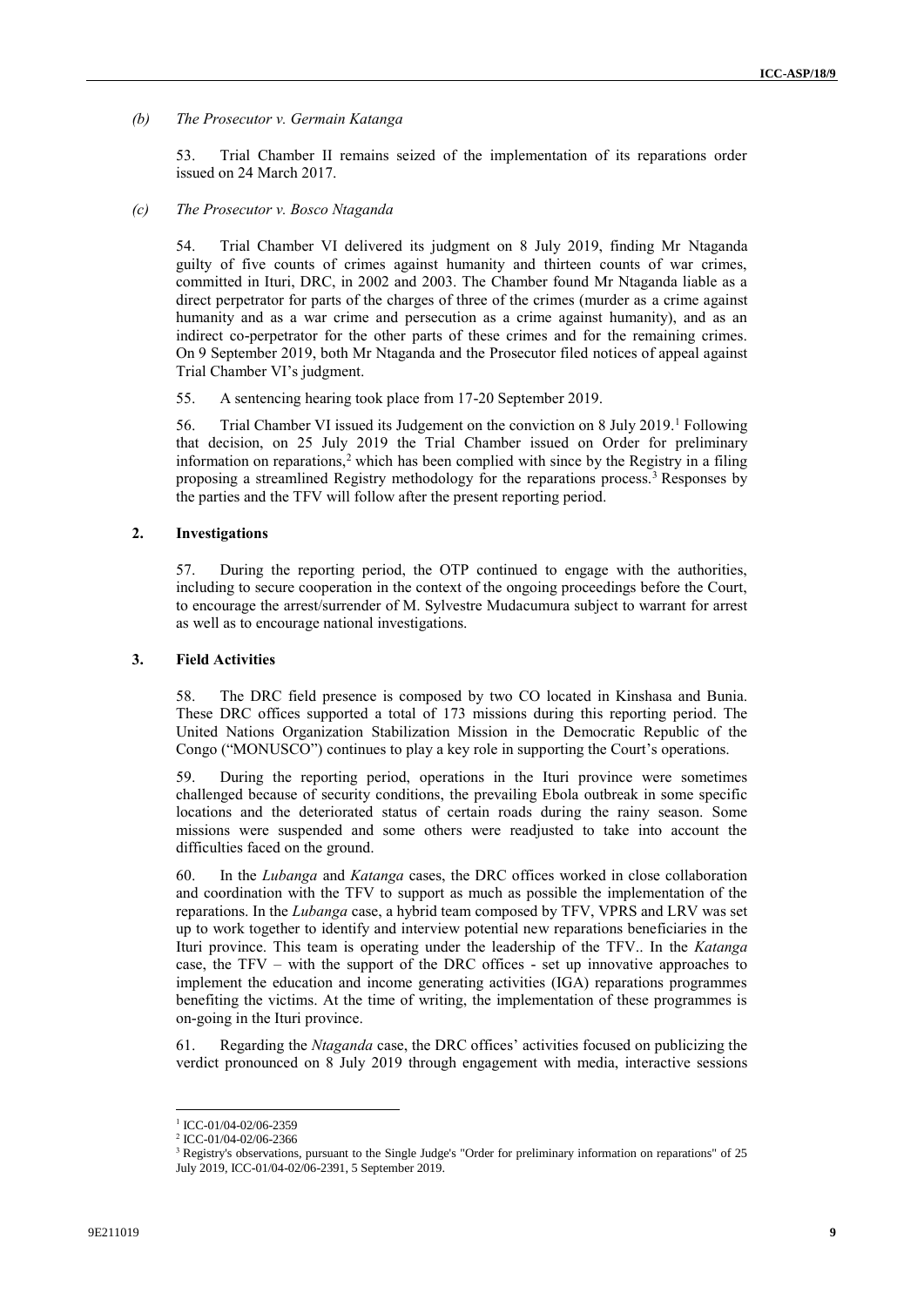*(b) The Prosecutor v. Germain Katanga*

53. Trial Chamber II remains seized of the implementation of its reparations order issued on 24 March 2017.

*(c) The Prosecutor v. Bosco Ntaganda*

54. Trial Chamber VI delivered its judgment on 8 July 2019, finding Mr Ntaganda guilty of five counts of crimes against humanity and thirteen counts of war crimes, committed in Ituri, DRC, in 2002 and 2003. The Chamber found Mr Ntaganda liable as a direct perpetrator for parts of the charges of three of the crimes (murder as a crime against humanity and as a war crime and persecution as a crime against humanity), and as an indirect co-perpetrator for the other parts of these crimes and for the remaining crimes. On 9 September 2019, both Mr Ntaganda and the Prosecutor filed notices of appeal against Trial Chamber VI's judgment.

55. A sentencing hearing took place from 17-20 September 2019.

56. Trial Chamber VI issued its Judgement on the conviction on 8 July 2019.[1] Following that decision, on 25 July 2019 the Trial Chamber issued on Order for preliminary information on reparations,[2] which has been complied with since by the Registry in a filing proposing a streamlined Registry methodology for the reparations process.[3] Responses by the parties and the TFV will follow after the present reporting period.

## 2. Investigations

57. During the reporting period, the OTP continued to engage with the authorities, including to secure cooperation in the context of the ongoing proceedings before the Court, to encourage the arrest/surrender of M. Sylvestre Mudacumura subject to warrant for arrest as well as to encourage national investigations.

## 3. Field Activities

58. The DRC field presence is composed by two CO located in Kinshasa and Bunia. These DRC offices supported a total of 173 missions during this reporting period. The United Nations Organization Stabilization Mission in the Democratic Republic of the Congo ("MONUSCO") continues to play a key role in supporting the Court's operations.

59. During the reporting period, operations in the Ituri province were sometimes challenged because of security conditions, the prevailing Ebola outbreak in some specific locations and the deteriorated status of certain roads during the rainy season. Some missions were suspended and some others were readjusted to take into account the difficulties faced on the ground.

60. In the *Lubanga* and *Katanga* cases, the DRC offices worked in close collaboration and coordination with the TFV to support as much as possible the implementation of the reparations. In the *Lubanga* case, a hybrid team composed by TFV, VPRS and LRV was set up to work together to identify and interview potential new reparations beneficiaries in the Ituri province. This team is operating under the leadership of the TFV.. In the *Katanga* case, the TFV – with the support of the DRC offices - set up innovative approaches to implement the education and income generating activities (IGA) reparations programmes benefiting the victims. At the time of writing, the implementation of these programmes is on-going in the Ituri province.

61. Regarding the *Ntaganda* case, the DRC offices' activities focused on publicizing the verdict pronounced on 8 July 2019 through engagement with media, interactive sessions

---

[1] ICC-01/04-02/06-2359

[2] ICC-01/04-02/06-2366

[3] Registry's observations, pursuant to the Single Judge's "Order for preliminary information on reparations" of 25 July 2019, ICC-01/04-02/06-2391, 5 September 2019.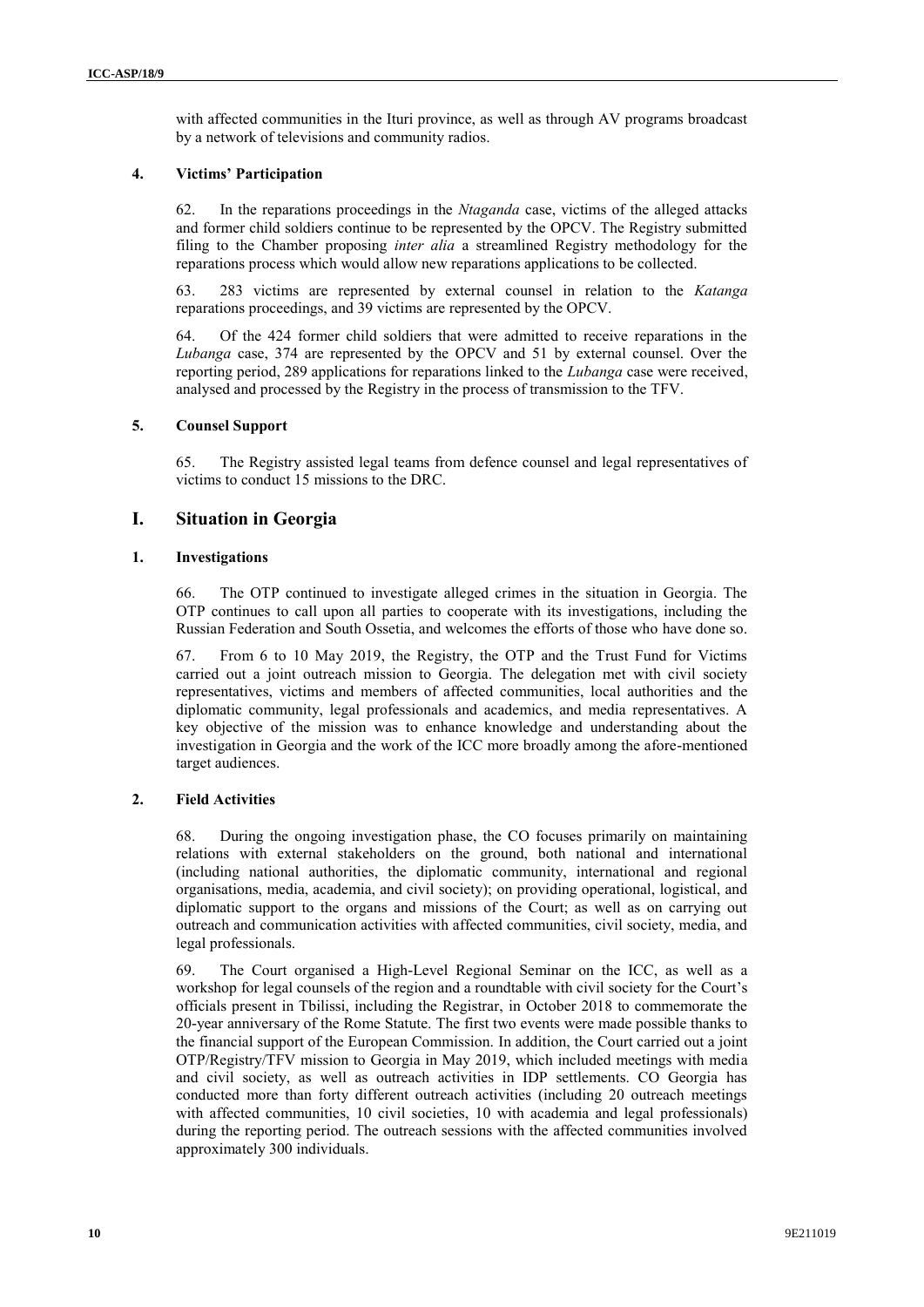with affected communities in the Ituri province, as well as through AV programs broadcast by a network of televisions and community radios.

#### 4. Victims' Participation

62. In the reparations proceedings in the *Ntaganda* case, victims of the alleged attacks and former child soldiers continue to be represented by the OPCV. The Registry submitted filing to the Chamber proposing *inter alia* a streamlined Registry methodology for the reparations process which would allow new reparations applications to be collected.

63. 283 victims are represented by external counsel in relation to the *Katanga* reparations proceedings, and 39 victims are represented by the OPCV.

64. Of the 424 former child soldiers that were admitted to receive reparations in the *Lubanga* case, 374 are represented by the OPCV and 51 by external counsel. Over the reporting period, 289 applications for reparations linked to the *Lubanga* case were received, analysed and processed by the Registry in the process of transmission to the TFV.

#### 5. Counsel Support

65. The Registry assisted legal teams from defence counsel and legal representatives of victims to conduct 15 missions to the DRC.

## I. Situation in Georgia

#### 1. Investigations

66. The OTP continued to investigate alleged crimes in the situation in Georgia. The OTP continues to call upon all parties to cooperate with its investigations, including the Russian Federation and South Ossetia, and welcomes the efforts of those who have done so.

67. From 6 to 10 May 2019, the Registry, the OTP and the Trust Fund for Victims carried out a joint outreach mission to Georgia. The delegation met with civil society representatives, victims and members of affected communities, local authorities and the diplomatic community, legal professionals and academics, and media representatives. A key objective of the mission was to enhance knowledge and understanding about the investigation in Georgia and the work of the ICC more broadly among the afore-mentioned target audiences.

#### 2. Field Activities

68. During the ongoing investigation phase, the CO focuses primarily on maintaining relations with external stakeholders on the ground, both national and international (including national authorities, the diplomatic community, international and regional organisations, media, academia, and civil society); on providing operational, logistical, and diplomatic support to the organs and missions of the Court; as well as on carrying out outreach and communication activities with affected communities, civil society, media, and legal professionals.

69. The Court organised a High-Level Regional Seminar on the ICC, as well as a workshop for legal counsels of the region and a roundtable with civil society for the Court's officials present in Tbilissi, including the Registrar, in October 2018 to commemorate the 20-year anniversary of the Rome Statute. The first two events were made possible thanks to the financial support of the European Commission. In addition, the Court carried out a joint OTP/Registry/TFV mission to Georgia in May 2019, which included meetings with media and civil society, as well as outreach activities in IDP settlements. CO Georgia has conducted more than forty different outreach activities (including 20 outreach meetings with affected communities, 10 civil societies, 10 with academia and legal professionals) during the reporting period. The outreach sessions with the affected communities involved approximately 300 individuals.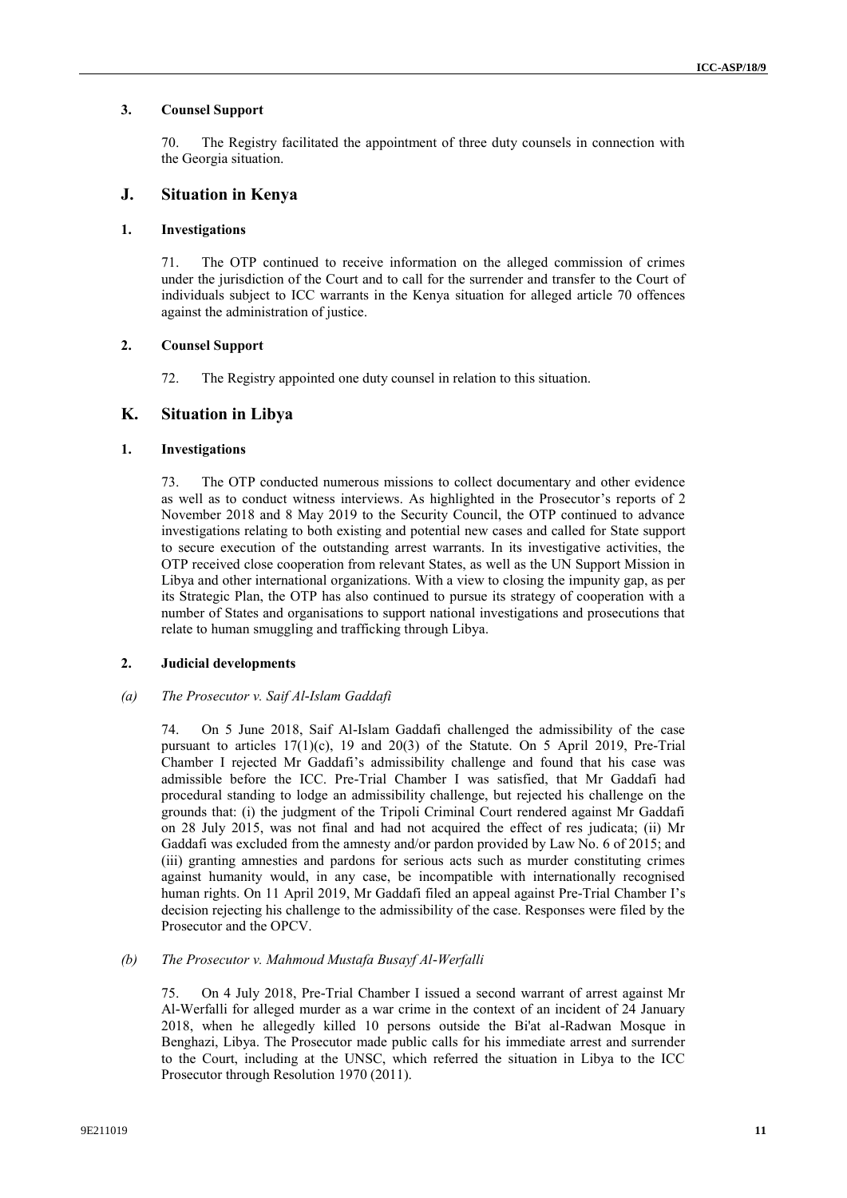### 3. Counsel Support

70. The Registry facilitated the appointment of three duty counsels in connection with the Georgia situation.

## J. Situation in Kenya

### 1. Investigations

71. The OTP continued to receive information on the alleged commission of crimes under the jurisdiction of the Court and to call for the surrender and transfer to the Court of individuals subject to ICC warrants in the Kenya situation for alleged article 70 offences against the administration of justice.

### 2. Counsel Support

72. The Registry appointed one duty counsel in relation to this situation.

## K. Situation in Libya

### 1. Investigations

73. The OTP conducted numerous missions to collect documentary and other evidence as well as to conduct witness interviews. As highlighted in the Prosecutor's reports of 2 November 2018 and 8 May 2019 to the Security Council, the OTP continued to advance investigations relating to both existing and potential new cases and called for State support to secure execution of the outstanding arrest warrants. In its investigative activities, the OTP received close cooperation from relevant States, as well as the UN Support Mission in Libya and other international organizations. With a view to closing the impunity gap, as per its Strategic Plan, the OTP has also continued to pursue its strategy of cooperation with a number of States and organisations to support national investigations and prosecutions that relate to human smuggling and trafficking through Libya.

### 2. Judicial developments

#### *(a) The Prosecutor v. Saif Al-Islam Gaddafi*

74. On 5 June 2018, Saif Al-Islam Gaddafi challenged the admissibility of the case pursuant to articles 17(1)(c), 19 and 20(3) of the Statute. On 5 April 2019, Pre-Trial Chamber I rejected Mr Gaddafi's admissibility challenge and found that his case was admissible before the ICC. Pre-Trial Chamber I was satisfied, that Mr Gaddafi had procedural standing to lodge an admissibility challenge, but rejected his challenge on the grounds that: (i) the judgment of the Tripoli Criminal Court rendered against Mr Gaddafi on 28 July 2015, was not final and had not acquired the effect of res judicata; (ii) Mr Gaddafi was excluded from the amnesty and/or pardon provided by Law No. 6 of 2015; and (iii) granting amnesties and pardons for serious acts such as murder constituting crimes against humanity would, in any case, be incompatible with internationally recognised human rights. On 11 April 2019, Mr Gaddafi filed an appeal against Pre-Trial Chamber I's decision rejecting his challenge to the admissibility of the case. Responses were filed by the Prosecutor and the OPCV.

#### *(b) The Prosecutor v. Mahmoud Mustafa Busayf Al-Werfalli*

75. On 4 July 2018, Pre-Trial Chamber I issued a second warrant of arrest against Mr Al-Werfalli for alleged murder as a war crime in the context of an incident of 24 January 2018, when he allegedly killed 10 persons outside the Bi'at al-Radwan Mosque in Benghazi, Libya. The Prosecutor made public calls for his immediate arrest and surrender to the Court, including at the UNSC, which referred the situation in Libya to the ICC Prosecutor through Resolution 1970 (2011).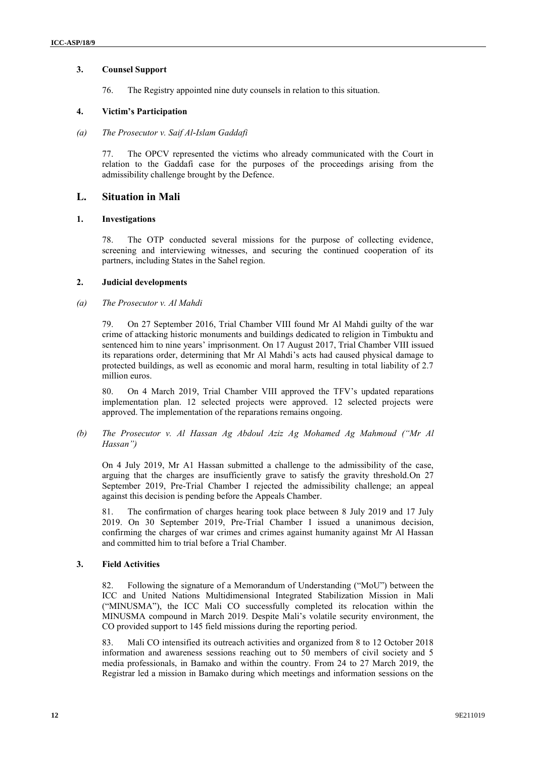### 3. Counsel Support

76. The Registry appointed nine duty counsels in relation to this situation.

### 4. Victim's Participation

*(a) The Prosecutor v. Saif Al-Islam Gaddafi*

77. The OPCV represented the victims who already communicated with the Court in relation to the Gaddafi case for the purposes of the proceedings arising from the admissibility challenge brought by the Defence.

## L. Situation in Mali

### 1. Investigations

78. The OTP conducted several missions for the purpose of collecting evidence, screening and interviewing witnesses, and securing the continued cooperation of its partners, including States in the Sahel region.

### 2. Judicial developments

*(a) The Prosecutor v. Al Mahdi*

79. On 27 September 2016, Trial Chamber VIII found Mr Al Mahdi guilty of the war crime of attacking historic monuments and buildings dedicated to religion in Timbuktu and sentenced him to nine years' imprisonment. On 17 August 2017, Trial Chamber VIII issued its reparations order, determining that Mr Al Mahdi's acts had caused physical damage to protected buildings, as well as economic and moral harm, resulting in total liability of 2.7 million euros.

80. On 4 March 2019, Trial Chamber VIII approved the TFV's updated reparations implementation plan. 12 selected projects were approved. 12 selected projects were approved. The implementation of the reparations remains ongoing.

*(b) The Prosecutor v. Al Hassan Ag Abdoul Aziz Ag Mohamed Ag Mahmoud ("Mr Al Hassan")*

On 4 July 2019, Mr A1 Hassan submitted a challenge to the admissibility of the case, arguing that the charges are insufficiently grave to satisfy the gravity threshold.On 27 September 2019, Pre-Trial Chamber I rejected the admissibility challenge; an appeal against this decision is pending before the Appeals Chamber.

81. The confirmation of charges hearing took place between 8 July 2019 and 17 July 2019. On 30 September 2019, Pre-Trial Chamber I issued a unanimous decision, confirming the charges of war crimes and crimes against humanity against Mr Al Hassan and committed him to trial before a Trial Chamber.

### 3. Field Activities

82. Following the signature of a Memorandum of Understanding ("MoU") between the ICC and United Nations Multidimensional Integrated Stabilization Mission in Mali ("MINUSMA"), the ICC Mali CO successfully completed its relocation within the MINUSMA compound in March 2019. Despite Mali's volatile security environment, the CO provided support to 145 field missions during the reporting period.

83. Mali CO intensified its outreach activities and organized from 8 to 12 October 2018 information and awareness sessions reaching out to 50 members of civil society and 5 media professionals, in Bamako and within the country. From 24 to 27 March 2019, the Registrar led a mission in Bamako during which meetings and information sessions on the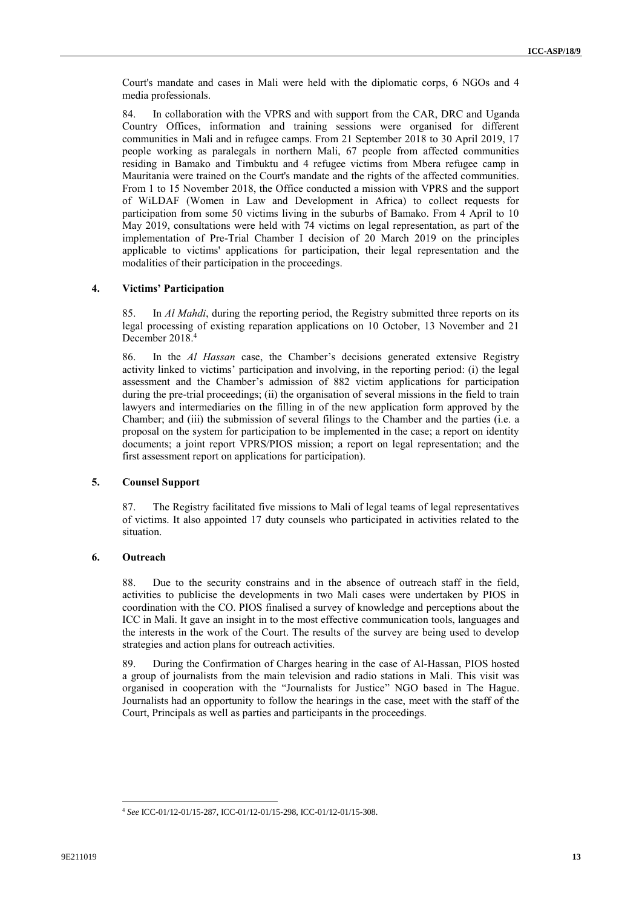Court's mandate and cases in Mali were held with the diplomatic corps, 6 NGOs and 4 media professionals.

84. In collaboration with the VPRS and with support from the CAR, DRC and Uganda Country Offices, information and training sessions were organised for different communities in Mali and in refugee camps. From 21 September 2018 to 30 April 2019, 17 people working as paralegals in northern Mali, 67 people from affected communities residing in Bamako and Timbuktu and 4 refugee victims from Mbera refugee camp in Mauritania were trained on the Court's mandate and the rights of the affected communities. From 1 to 15 November 2018, the Office conducted a mission with VPRS and the support of WiLDAF (Women in Law and Development in Africa) to collect requests for participation from some 50 victims living in the suburbs of Bamako. From 4 April to 10 May 2019, consultations were held with 74 victims on legal representation, as part of the implementation of Pre-Trial Chamber I decision of 20 March 2019 on the principles applicable to victims' applications for participation, their legal representation and the modalities of their participation in the proceedings.

### 4. Victims' Participation

85. In *Al Mahdi*, during the reporting period, the Registry submitted three reports on its legal processing of existing reparation applications on 10 October, 13 November and 21 December 2018.[4]

86. In the *Al Hassan* case, the Chamber's decisions generated extensive Registry activity linked to victims' participation and involving, in the reporting period: (i) the legal assessment and the Chamber's admission of 882 victim applications for participation during the pre-trial proceedings; (ii) the organisation of several missions in the field to train lawyers and intermediaries on the filling in of the new application form approved by the Chamber; and (iii) the submission of several filings to the Chamber and the parties (i.e. a proposal on the system for participation to be implemented in the case; a report on identity documents; a joint report VPRS/PIOS mission; a report on legal representation; and the first assessment report on applications for participation).

### 5. Counsel Support

87. The Registry facilitated five missions to Mali of legal teams of legal representatives of victims. It also appointed 17 duty counsels who participated in activities related to the situation.

### 6. Outreach

88. Due to the security constrains and in the absence of outreach staff in the field, activities to publicise the developments in two Mali cases were undertaken by PIOS in coordination with the CO. PIOS finalised a survey of knowledge and perceptions about the ICC in Mali. It gave an insight in to the most effective communication tools, languages and the interests in the work of the Court. The results of the survey are being used to develop strategies and action plans for outreach activities.

89. During the Confirmation of Charges hearing in the case of Al-Hassan, PIOS hosted a group of journalists from the main television and radio stations in Mali. This visit was organised in cooperation with the "Journalists for Justice" NGO based in The Hague. Journalists had an opportunity to follow the hearings in the case, meet with the staff of the Court, Principals as well as parties and participants in the proceedings.

[4] *See* ICC-01/12-01/15-287, ICC-01/12-01/15-298, ICC-01/12-01/15-308.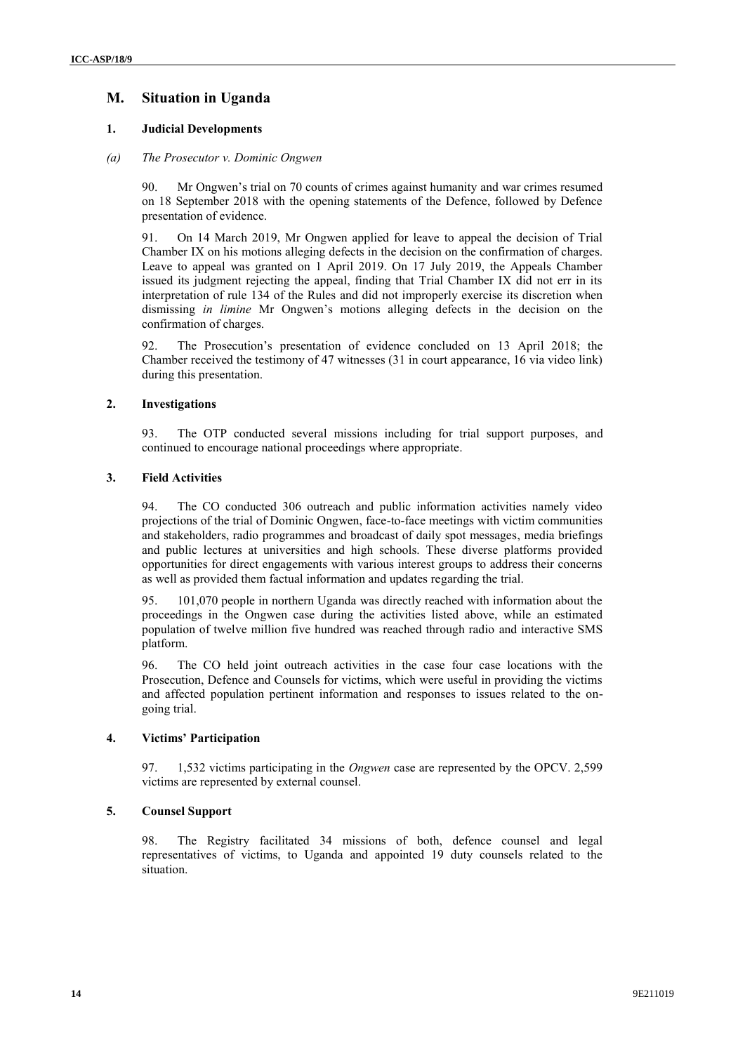## M. Situation in Uganda

### 1. Judicial Developments

#### *(a) The Prosecutor v. Dominic Ongwen*

90. Mr Ongwen's trial on 70 counts of crimes against humanity and war crimes resumed on 18 September 2018 with the opening statements of the Defence, followed by Defence presentation of evidence.

91. On 14 March 2019, Mr Ongwen applied for leave to appeal the decision of Trial Chamber IX on his motions alleging defects in the decision on the confirmation of charges. Leave to appeal was granted on 1 April 2019. On 17 July 2019, the Appeals Chamber issued its judgment rejecting the appeal, finding that Trial Chamber IX did not err in its interpretation of rule 134 of the Rules and did not improperly exercise its discretion when dismissing *in limine* Mr Ongwen's motions alleging defects in the decision on the confirmation of charges.

92. The Prosecution's presentation of evidence concluded on 13 April 2018; the Chamber received the testimony of 47 witnesses (31 in court appearance, 16 via video link) during this presentation.

### 2. Investigations

93. The OTP conducted several missions including for trial support purposes, and continued to encourage national proceedings where appropriate.

### 3. Field Activities

94. The CO conducted 306 outreach and public information activities namely video projections of the trial of Dominic Ongwen, face-to-face meetings with victim communities and stakeholders, radio programmes and broadcast of daily spot messages, media briefings and public lectures at universities and high schools. These diverse platforms provided opportunities for direct engagements with various interest groups to address their concerns as well as provided them factual information and updates regarding the trial.

95. 101,070 people in northern Uganda was directly reached with information about the proceedings in the Ongwen case during the activities listed above, while an estimated population of twelve million five hundred was reached through radio and interactive SMS platform.

96. The CO held joint outreach activities in the case four case locations with the Prosecution, Defence and Counsels for victims, which were useful in providing the victims and affected population pertinent information and responses to issues related to the on-going trial.

### 4. Victims' Participation

97. 1,532 victims participating in the *Ongwen* case are represented by the OPCV. 2,599 victims are represented by external counsel.

### 5. Counsel Support

98. The Registry facilitated 34 missions of both, defence counsel and legal representatives of victims, to Uganda and appointed 19 duty counsels related to the situation.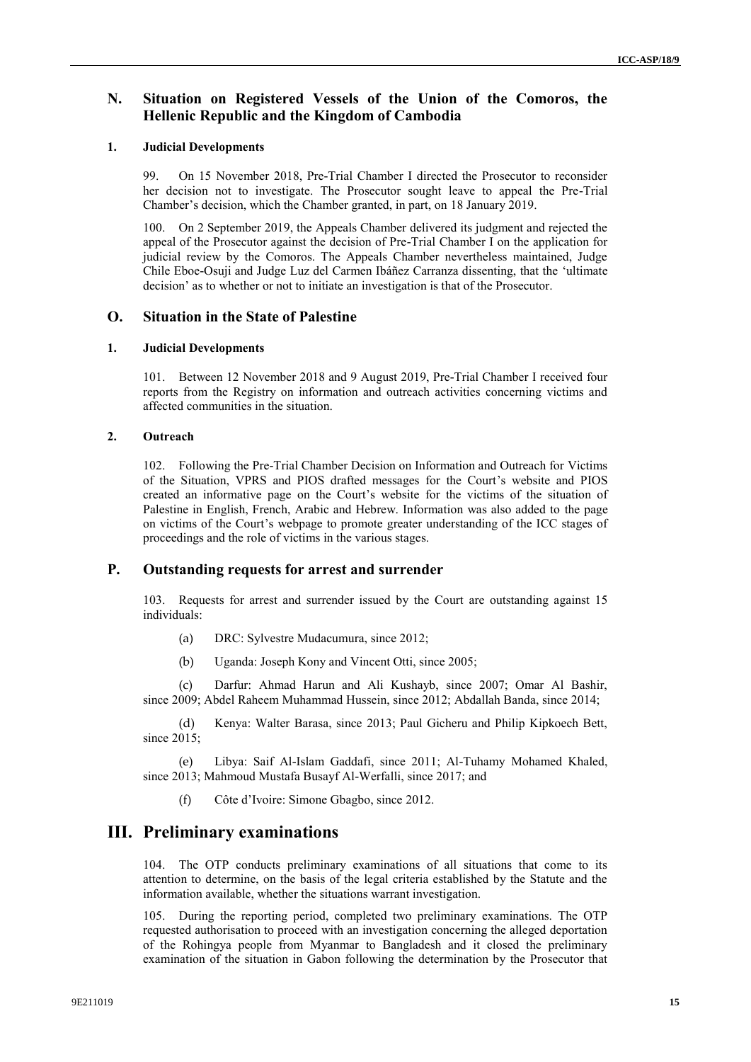## N. Situation on Registered Vessels of the Union of the Comoros, the Hellenic Republic and the Kingdom of Cambodia

### 1. Judicial Developments

99. On 15 November 2018, Pre-Trial Chamber I directed the Prosecutor to reconsider her decision not to investigate. The Prosecutor sought leave to appeal the Pre-Trial Chamber's decision, which the Chamber granted, in part, on 18 January 2019.

100. On 2 September 2019, the Appeals Chamber delivered its judgment and rejected the appeal of the Prosecutor against the decision of Pre-Trial Chamber I on the application for judicial review by the Comoros. The Appeals Chamber nevertheless maintained, Judge Chile Eboe-Osuji and Judge Luz del Carmen Ibáñez Carranza dissenting, that the 'ultimate decision' as to whether or not to initiate an investigation is that of the Prosecutor.

## O. Situation in the State of Palestine

### 1. Judicial Developments

101. Between 12 November 2018 and 9 August 2019, Pre-Trial Chamber I received four reports from the Registry on information and outreach activities concerning victims and affected communities in the situation.

### 2. Outreach

102. Following the Pre-Trial Chamber Decision on Information and Outreach for Victims of the Situation, VPRS and PIOS drafted messages for the Court's website and PIOS created an informative page on the Court's website for the victims of the situation of Palestine in English, French, Arabic and Hebrew. Information was also added to the page on victims of the Court's webpage to promote greater understanding of the ICC stages of proceedings and the role of victims in the various stages.

## P. Outstanding requests for arrest and surrender

103. Requests for arrest and surrender issued by the Court are outstanding against 15 individuals:

(a) DRC: Sylvestre Mudacumura, since 2012;

(b) Uganda: Joseph Kony and Vincent Otti, since 2005;

(c) Darfur: Ahmad Harun and Ali Kushayb, since 2007; Omar Al Bashir, since 2009; Abdel Raheem Muhammad Hussein, since 2012; Abdallah Banda, since 2014;

(d) Kenya: Walter Barasa, since 2013; Paul Gicheru and Philip Kipkoech Bett, since 2015;

(e) Libya: Saif Al-Islam Gaddafi, since 2011; Al-Tuhamy Mohamed Khaled, since 2013; Mahmoud Mustafa Busayf Al-Werfalli, since 2017; and

(f) Côte d'Ivoire: Simone Gbagbo, since 2012.

# III. Preliminary examinations

104. The OTP conducts preliminary examinations of all situations that come to its attention to determine, on the basis of the legal criteria established by the Statute and the information available, whether the situations warrant investigation.

105. During the reporting period, completed two preliminary examinations. The OTP requested authorisation to proceed with an investigation concerning the alleged deportation of the Rohingya people from Myanmar to Bangladesh and it closed the preliminary examination of the situation in Gabon following the determination by the Prosecutor that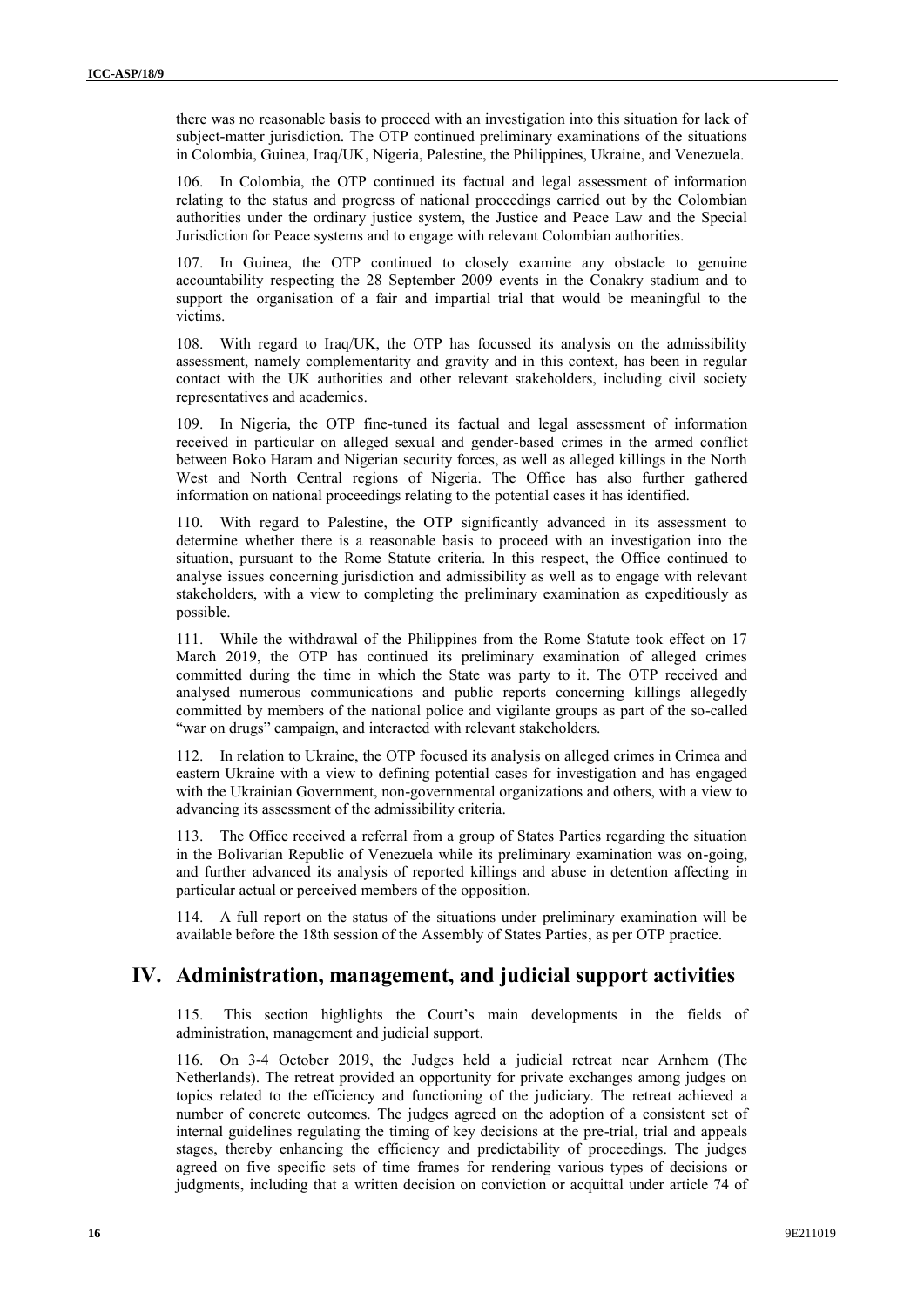there was no reasonable basis to proceed with an investigation into this situation for lack of subject-matter jurisdiction. The OTP continued preliminary examinations of the situations in Colombia, Guinea, Iraq/UK, Nigeria, Palestine, the Philippines, Ukraine, and Venezuela.

106. In Colombia, the OTP continued its factual and legal assessment of information relating to the status and progress of national proceedings carried out by the Colombian authorities under the ordinary justice system, the Justice and Peace Law and the Special Jurisdiction for Peace systems and to engage with relevant Colombian authorities.

107. In Guinea, the OTP continued to closely examine any obstacle to genuine accountability respecting the 28 September 2009 events in the Conakry stadium and to support the organisation of a fair and impartial trial that would be meaningful to the victims.

108. With regard to Iraq/UK, the OTP has focussed its analysis on the admissibility assessment, namely complementarity and gravity and in this context, has been in regular contact with the UK authorities and other relevant stakeholders, including civil society representatives and academics.

109. In Nigeria, the OTP fine-tuned its factual and legal assessment of information received in particular on alleged sexual and gender-based crimes in the armed conflict between Boko Haram and Nigerian security forces, as well as alleged killings in the North West and North Central regions of Nigeria. The Office has also further gathered information on national proceedings relating to the potential cases it has identified.

110. With regard to Palestine, the OTP significantly advanced in its assessment to determine whether there is a reasonable basis to proceed with an investigation into the situation, pursuant to the Rome Statute criteria. In this respect, the Office continued to analyse issues concerning jurisdiction and admissibility as well as to engage with relevant stakeholders, with a view to completing the preliminary examination as expeditiously as possible.

111. While the withdrawal of the Philippines from the Rome Statute took effect on 17 March 2019, the OTP has continued its preliminary examination of alleged crimes committed during the time in which the State was party to it. The OTP received and analysed numerous communications and public reports concerning killings allegedly committed by members of the national police and vigilante groups as part of the so-called "war on drugs" campaign, and interacted with relevant stakeholders.

112. In relation to Ukraine, the OTP focused its analysis on alleged crimes in Crimea and eastern Ukraine with a view to defining potential cases for investigation and has engaged with the Ukrainian Government, non-governmental organizations and others, with a view to advancing its assessment of the admissibility criteria.

113. The Office received a referral from a group of States Parties regarding the situation in the Bolivarian Republic of Venezuela while its preliminary examination was on-going, and further advanced its analysis of reported killings and abuse in detention affecting in particular actual or perceived members of the opposition.

114. A full report on the status of the situations under preliminary examination will be available before the 18th session of the Assembly of States Parties, as per OTP practice.

# IV. Administration, management, and judicial support activities

115. This section highlights the Court's main developments in the fields of administration, management and judicial support.

116. On 3-4 October 2019, the Judges held a judicial retreat near Arnhem (The Netherlands). The retreat provided an opportunity for private exchanges among judges on topics related to the efficiency and functioning of the judiciary. The retreat achieved a number of concrete outcomes. The judges agreed on the adoption of a consistent set of internal guidelines regulating the timing of key decisions at the pre-trial, trial and appeals stages, thereby enhancing the efficiency and predictability of proceedings. The judges agreed on five specific sets of time frames for rendering various types of decisions or judgments, including that a written decision on conviction or acquittal under article 74 of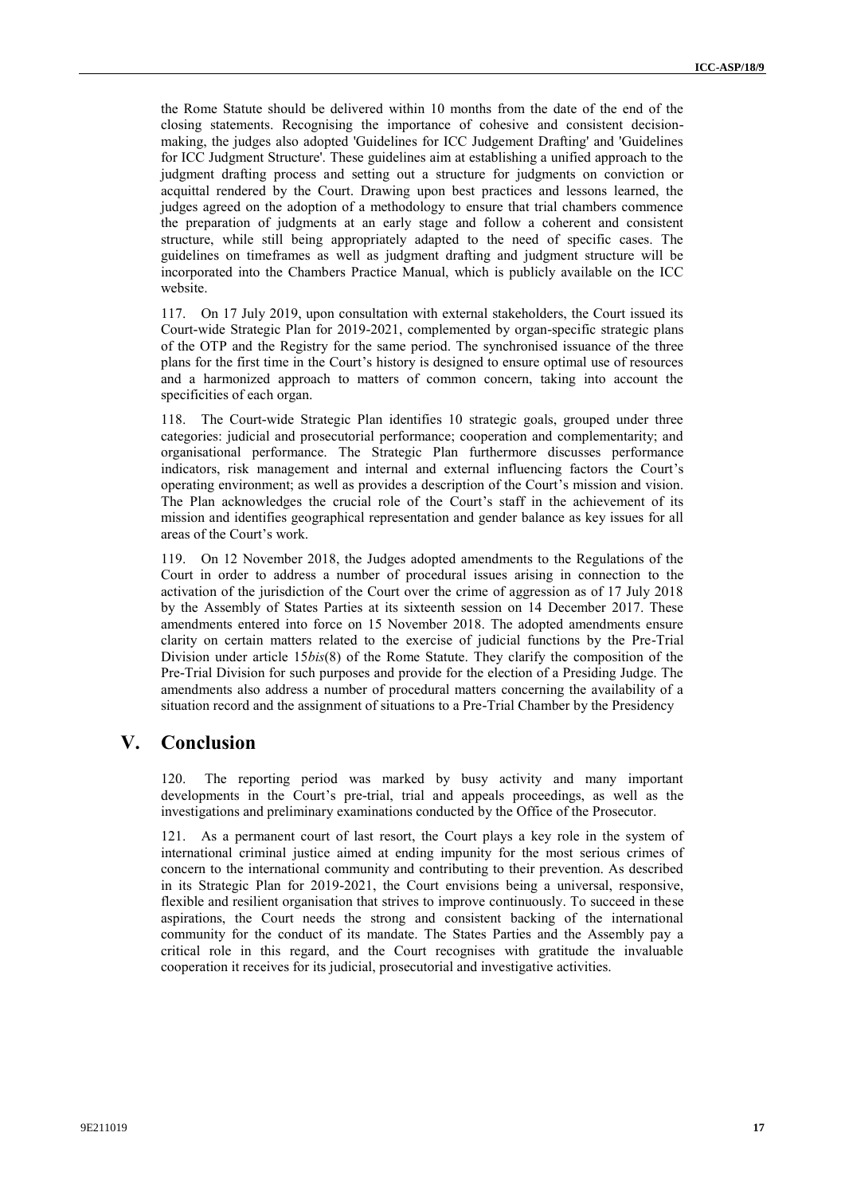the Rome Statute should be delivered within 10 months from the date of the end of the closing statements. Recognising the importance of cohesive and consistent decision-making, the judges also adopted 'Guidelines for ICC Judgement Drafting' and 'Guidelines for ICC Judgment Structure'. These guidelines aim at establishing a unified approach to the judgment drafting process and setting out a structure for judgments on conviction or acquittal rendered by the Court. Drawing upon best practices and lessons learned, the judges agreed on the adoption of a methodology to ensure that trial chambers commence the preparation of judgments at an early stage and follow a coherent and consistent structure, while still being appropriately adapted to the need of specific cases. The guidelines on timeframes as well as judgment drafting and judgment structure will be incorporated into the Chambers Practice Manual, which is publicly available on the ICC website.

117. On 17 July 2019, upon consultation with external stakeholders, the Court issued its Court-wide Strategic Plan for 2019-2021, complemented by organ-specific strategic plans of the OTP and the Registry for the same period. The synchronised issuance of the three plans for the first time in the Court's history is designed to ensure optimal use of resources and a harmonized approach to matters of common concern, taking into account the specificities of each organ.

118. The Court-wide Strategic Plan identifies 10 strategic goals, grouped under three categories: judicial and prosecutorial performance; cooperation and complementarity; and organisational performance. The Strategic Plan furthermore discusses performance indicators, risk management and internal and external influencing factors the Court's operating environment; as well as provides a description of the Court's mission and vision. The Plan acknowledges the crucial role of the Court's staff in the achievement of its mission and identifies geographical representation and gender balance as key issues for all areas of the Court's work.

119. On 12 November 2018, the Judges adopted amendments to the Regulations of the Court in order to address a number of procedural issues arising in connection to the activation of the jurisdiction of the Court over the crime of aggression as of 17 July 2018 by the Assembly of States Parties at its sixteenth session on 14 December 2017. These amendments entered into force on 15 November 2018. The adopted amendments ensure clarity on certain matters related to the exercise of judicial functions by the Pre-Trial Division under article 15*bis*(8) of the Rome Statute. They clarify the composition of the Pre-Trial Division for such purposes and provide for the election of a Presiding Judge. The amendments also address a number of procedural matters concerning the availability of a situation record and the assignment of situations to a Pre-Trial Chamber by the Presidency

# V. Conclusion

120. The reporting period was marked by busy activity and many important developments in the Court's pre-trial, trial and appeals proceedings, as well as the investigations and preliminary examinations conducted by the Office of the Prosecutor.

121. As a permanent court of last resort, the Court plays a key role in the system of international criminal justice aimed at ending impunity for the most serious crimes of concern to the international community and contributing to their prevention. As described in its Strategic Plan for 2019-2021, the Court envisions being a universal, responsive, flexible and resilient organisation that strives to improve continuously. To succeed in these aspirations, the Court needs the strong and consistent backing of the international community for the conduct of its mandate. The States Parties and the Assembly pay a critical role in this regard, and the Court recognises with gratitude the invaluable cooperation it receives for its judicial, prosecutorial and investigative activities.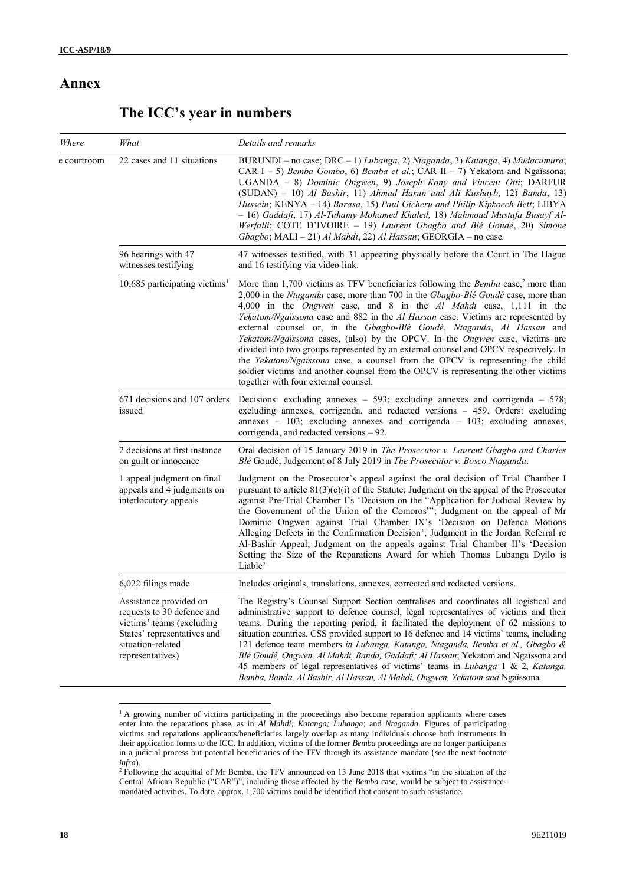# Annex

## The ICC's year in numbers

| *Where* | *What* | *Details and remarks* |
|---|---|---|
| e courtroom | 22 cases and 11 situations | BURUNDI – no case; DRC – 1) *Lubanga*, 2) *Ntaganda*, 3) *Katanga*, 4) *Mudacumura*; CAR I – 5) *Bemba Gombo*, 6) *Bemba et al.*; CAR II – 7) Yekatom and Ngaïssona; UGANDA – 8) *Dominic Ongwen*, 9) *Joseph Kony and Vincent Otti*; DARFUR (SUDAN) – 10) *Al Bashir*, 11) *Ahmad Harun and Ali Kushayb*, 12) *Banda*, 13) *Hussein*; KENYA – 14) *Barasa*, 15) *Paul Gicheru and Philip Kipkoech Bett*; LIBYA – 16) *Gaddafi*, 17) *Al-Tuhamy Mohamed Khaled,* 18) *Mahmoud Mustafa Busayf Al-Werfalli*; COTE D'IVOIRE – 19) *Laurent Gbagbo and Blé Goudé*, 20) *Simone Gbagbo*; MALI – 21) *Al Mahdi*, 22) *Al Hassan*; GEORGIA – no case. |
| | 96 hearings with 47 witnesses testifying | 47 witnesses testified, with 31 appearing physically before the Court in The Hague and 16 testifying via video link. |
| | 10,685 participating victims[1] | More than 1,700 victims as TFV beneficiaries following the *Bemba* case,[2] more than 2,000 in the *Ntaganda* case, more than 700 in the *Gbagbo-Blé Goudé* case, more than 4,000 in the *Ongwen* case, and 8 in the *Al Mahdi* case, 1,111 in the *Yekatom/Ngaïssona* case and 882 in the *Al Hassan* case. Victims are represented by external counsel or, in the *Gbagbo-Blé Goudé*, *Ntaganda*, *Al Hassan* and *Yekatom/Ngaïssona* cases, (also) by the OPCV. In the *Ongwen* case, victims are divided into two groups represented by an external counsel and OPCV respectively. In the *Yekatom/Ngaïssona* case, a counsel from the OPCV is representing the child soldier victims and another counsel from the OPCV is representing the other victims together with four external counsel. |
| | 671 decisions and 107 orders issued | Decisions: excluding annexes – 593; excluding annexes and corrigenda – 578; excluding annexes, corrigenda, and redacted versions – 459. Orders: excluding annexes – 103; excluding annexes and corrigenda – 103; excluding annexes, corrigenda, and redacted versions – 92. |
| | 2 decisions at first instance on guilt or innocence | Oral decision of 15 January 2019 in *The Prosecutor v. Laurent Gbagbo and Charles Blé* Goudé; Judgement of 8 July 2019 in *The Prosecutor v. Bosco Ntaganda*. |
| | 1 appeal judgment on final appeals and 4 judgments on interlocutory appeals | Judgment on the Prosecutor's appeal against the oral decision of Trial Chamber I pursuant to article 81(3)(c)(i) of the Statute; Judgment on the appeal of the Prosecutor against Pre-Trial Chamber I's 'Decision on the "Application for Judicial Review by the Government of the Union of the Comoros"'; Judgment on the appeal of Mr Dominic Ongwen against Trial Chamber IX's 'Decision on Defence Motions Alleging Defects in the Confirmation Decision'; Judgment in the Jordan Referral re Al-Bashir Appeal; Judgment on the appeals against Trial Chamber II's 'Decision Setting the Size of the Reparations Award for which Thomas Lubanga Dyilo is Liable' |
| | 6,022 filings made | Includes originals, translations, annexes, corrected and redacted versions. |
| | Assistance provided on requests to 30 defence and victims' teams (excluding States' representatives and situation-related representatives) | The Registry's Counsel Support Section centralises and coordinates all logistical and administrative support to defence counsel, legal representatives of victims and their teams. During the reporting period, it facilitated the deployment of 62 missions to situation countries. CSS provided support to 16 defence and 14 victims' teams, including 121 defence team members *in Lubanga, Katanga, Ntaganda, Bemba et al., Gbagbo & Blé Goudé, Ongwen, Al Mahdi, Banda, Gaddafi; Al Hassan*; Yekatom and Ngaïssona and 45 members of legal representatives of victims' teams in *Lubanga* 1 & 2, *Katanga, Bemba, Banda, Al Bashir, Al Hassan, Al Mahdi, Ongwen, Yekatom and* Ngaïssona*.* |

[1] A growing number of victims participating in the proceedings also become reparation applicants where cases enter into the reparations phase, as in *Al Mahdi; Katanga; Lubanga*; and *Ntaganda*. Figures of participating victims and reparations applicants/beneficiaries largely overlap as many individuals choose both instruments in their application forms to the ICC. In addition, victims of the former *Bemba* proceedings are no longer participants in a judicial process but potential beneficiaries of the TFV through its assistance mandate (*see* the next footnote *infra*).

[2] Following the acquittal of Mr Bemba, the TFV announced on 13 June 2018 that victims "in the situation of the Central African Republic ("CAR")", including those affected by the *Bemba* case, would be subject to assistance-mandated activities. To date, approx. 1,700 victims could be identified that consent to such assistance.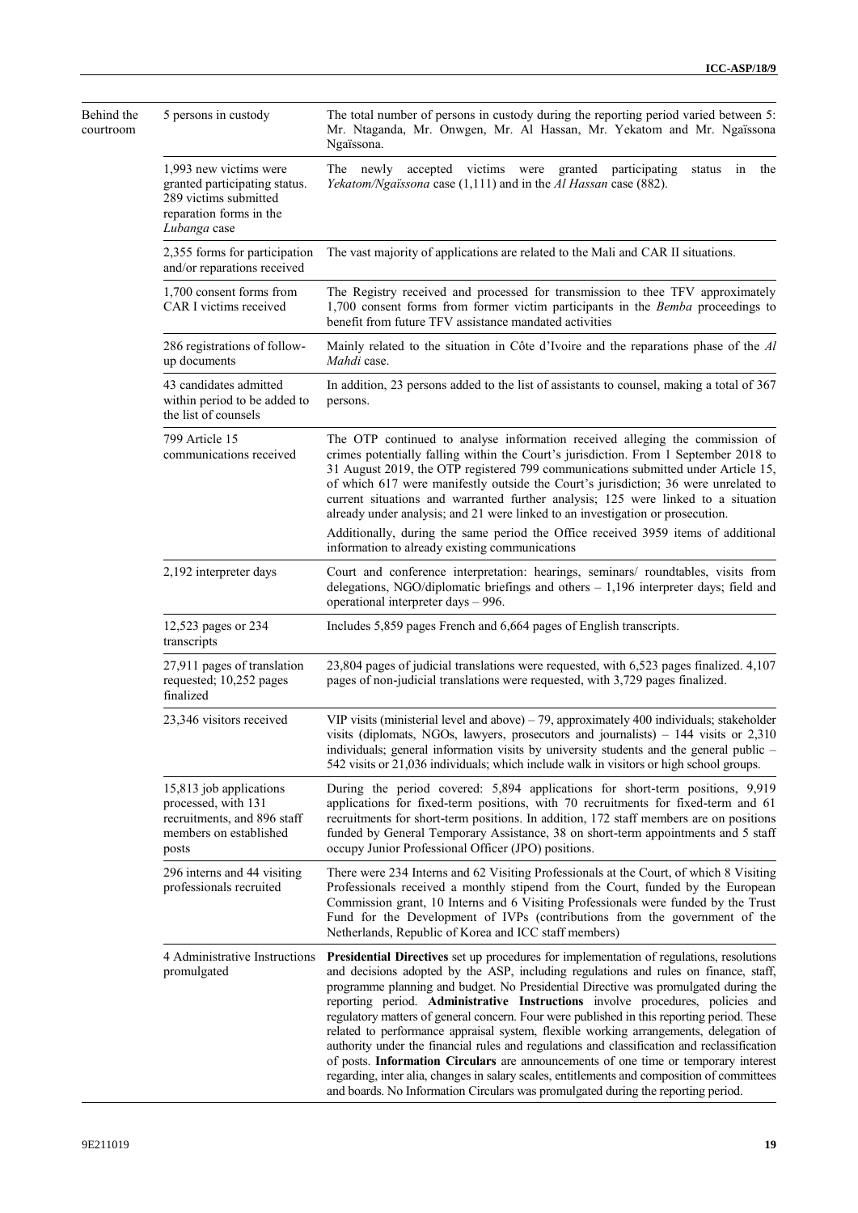| | | |
|---|---|---|
| Behind the courtroom | 5 persons in custody | The total number of persons in custody during the reporting period varied between 5: Mr. Ntaganda, Mr. Onwgen, Mr. Al Hassan, Mr. Yekatom and Mr. Ngaïssona Ngaïssona. |
| | 1,993 new victims were granted participating status. 289 victims submitted reparation forms in the *Lubanga* case | The newly accepted victims were granted participating status in the *Yekatom/Ngaïssona* case (1,111) and in the *Al Hassan* case (882). |
| | 2,355 forms for participation and/or reparations received | The vast majority of applications are related to the Mali and CAR II situations. |
| | 1,700 consent forms from CAR I victims received | The Registry received and processed for transmission to thee TFV approximately 1,700 consent forms from former victim participants in the *Bemba* proceedings to benefit from future TFV assistance mandated activities |
| | 286 registrations of follow-up documents | Mainly related to the situation in Côte d'Ivoire and the reparations phase of the *Al Mahdi* case. |
| | 43 candidates admitted within period to be added to the list of counsels | In addition, 23 persons added to the list of assistants to counsel, making a total of 367 persons. |
| | 799 Article 15 communications received | The OTP continued to analyse information received alleging the commission of crimes potentially falling within the Court's jurisdiction. From 1 September 2018 to 31 August 2019, the OTP registered 799 communications submitted under Article 15, of which 617 were manifestly outside the Court's jurisdiction; 36 were unrelated to current situations and warranted further analysis; 125 were linked to a situation already under analysis; and 21 were linked to an investigation or prosecution.<br><br>Additionally, during the same period the Office received 3959 items of additional information to already existing communications |
| | 2,192 interpreter days | Court and conference interpretation: hearings, seminars/ roundtables, visits from delegations, NGO/diplomatic briefings and others – 1,196 interpreter days; field and operational interpreter days – 996. |
| | 12,523 pages or 234 transcripts | Includes 5,859 pages French and 6,664 pages of English transcripts. |
| | 27,911 pages of translation requested; 10,252 pages finalized | 23,804 pages of judicial translations were requested, with 6,523 pages finalized. 4,107 pages of non-judicial translations were requested, with 3,729 pages finalized. |
| | 23,346 visitors received | VIP visits (ministerial level and above) – 79, approximately 400 individuals; stakeholder visits (diplomats, NGOs, lawyers, prosecutors and journalists) – 144 visits or 2,310 individuals; general information visits by university students and the general public – 542 visits or 21,036 individuals; which include walk in visitors or high school groups. |
| | 15,813 job applications processed, with 131 recruitments, and 896 staff members on established posts | During the period covered: 5,894 applications for short-term positions, 9,919 applications for fixed-term positions, with 70 recruitments for fixed-term and 61 recruitments for short-term positions. In addition, 172 staff members are on positions funded by General Temporary Assistance, 38 on short-term appointments and 5 staff occupy Junior Professional Officer (JPO) positions. |
| | 296 interns and 44 visiting professionals recruited | There were 234 Interns and 62 Visiting Professionals at the Court, of which 8 Visiting Professionals received a monthly stipend from the Court, funded by the European Commission grant, 10 Interns and 6 Visiting Professionals were funded by the Trust Fund for the Development of IVPs (contributions from the government of the Netherlands, Republic of Korea and ICC staff members) |
| | 4 Administrative Instructions promulgated | **Presidential Directives** set up procedures for implementation of regulations, resolutions and decisions adopted by the ASP, including regulations and rules on finance, staff, programme planning and budget. No Presidential Directive was promulgated during the reporting period. **Administrative Instructions** involve procedures, policies and regulatory matters of general concern. Four were published in this reporting period. These related to performance appraisal system, flexible working arrangements, delegation of authority under the financial rules and regulations and classification and reclassification of posts. **Information Circulars** are announcements of one time or temporary interest regarding, inter alia, changes in salary scales, entitlements and composition of committees and boards. No Information Circulars was promulgated during the reporting period. |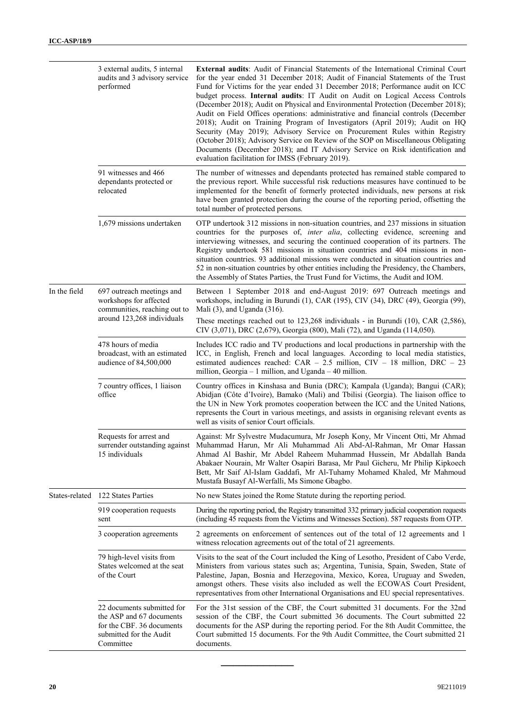| | | |
|---|---|---|
| | 3 external audits, 5 internal audits and 3 advisory service performed | **External audits**: Audit of Financial Statements of the International Criminal Court for the year ended 31 December 2018; Audit of Financial Statements of the Trust Fund for Victims for the year ended 31 December 2018; Performance audit on ICC budget process. **Internal audits**: IT Audit on Audit on Logical Access Controls (December 2018); Audit on Physical and Environmental Protection (December 2018); Audit on Field Offices operations: administrative and financial controls (December 2018); Audit on Training Program of Investigators (April 2019); Audit on HQ Security (May 2019); Advisory Service on Procurement Rules within Registry (October 2018); Advisory Service on Review of the SOP on Miscellaneous Obligating Documents (December 2018); and IT Advisory Service on Risk identification and evaluation facilitation for IMSS (February 2019). |
| | 91 witnesses and 466 dependants protected or relocated | The number of witnesses and dependants protected has remained stable compared to the previous report. While successful risk reductions measures have continued to be implemented for the benefit of formerly protected individuals, new persons at risk have been granted protection during the course of the reporting period, offsetting the total number of protected persons. |
| | 1,679 missions undertaken | OTP undertook 312 missions in non-situation countries, and 237 missions in situation countries for the purposes of, *inter alia*, collecting evidence, screening and interviewing witnesses, and securing the continued cooperation of its partners. The Registry undertook 581 missions in situation countries and 404 missions in non-situation countries. 93 additional missions were conducted in situation countries and 52 in non-situation countries by other entities including the Presidency, the Chambers, the Assembly of States Parties, the Trust Fund for Victims, the Audit and IOM. |
| In the field | 697 outreach meetings and workshops for affected communities, reaching out to around 123,268 individuals | Between 1 September 2018 and end-August 2019: 697 Outreach meetings and workshops, including in Burundi (1), CAR (195), CIV (34), DRC (49), Georgia (99), Mali (3), and Uganda (316).<br>These meetings reached out to 123,268 individuals - in Burundi (10), CAR (2,586), CIV (3,071), DRC (2,679), Georgia (800), Mali (72), and Uganda (114,050). |
| | 478 hours of media broadcast, with an estimated audience of 84,500,000 | Includes ICC radio and TV productions and local productions in partnership with the ICC, in English, French and local languages. According to local media statistics, estimated audiences reached: CAR – 2.5 million, CIV – 18 million, DRC – 23 million, Georgia – 1 million, and Uganda – 40 million. |
| | 7 country offices, 1 liaison office | Country offices in Kinshasa and Bunia (DRC); Kampala (Uganda); Bangui (CAR); Abidjan (Côte d'Ivoire), Bamako (Mali) and Tbilisi (Georgia). The liaison office to the UN in New York promotes cooperation between the ICC and the United Nations, represents the Court in various meetings, and assists in organising relevant events as well as visits of senior Court officials. |
| | Requests for arrest and surrender outstanding against 15 individuals | Against: Mr Sylvestre Mudacumura, Mr Joseph Kony, Mr Vincent Otti, Mr Ahmad Muhammad Harun, Mr Ali Muhammad Ali Abd-Al-Rahman, Mr Omar Hassan Ahmad Al Bashir, Mr Abdel Raheem Muhammad Hussein, Mr Abdallah Banda Abakaer Nourain, Mr Walter Osapiri Barasa, Mr Paul Gicheru, Mr Philip Kipkoech Bett, Mr Saif Al-Islam Gaddafi, Mr Al-Tuhamy Mohamed Khaled, Mr Mahmoud Mustafa Busayf Al-Werfalli, Ms Simone Gbagbo. |
| States-related | 122 States Parties | No new States joined the Rome Statute during the reporting period. |
| | 919 cooperation requests sent | During the reporting period, the Registry transmitted 332 primary judicial cooperation requests (including 45 requests from the Victims and Witnesses Section). 587 requests from OTP. |
| | 3 cooperation agreements | 2 agreements on enforcement of sentences out of the total of 12 agreements and 1 witness relocation agreements out of the total of 21 agreements. |
| | 79 high-level visits from States welcomed at the seat of the Court | Visits to the seat of the Court included the King of Lesotho, President of Cabo Verde, Ministers from various states such as; Argentina, Tunisia, Spain, Sweden, State of Palestine, Japan, Bosnia and Herzegovina, Mexico, Korea, Uruguay and Sweden, amongst others. These visits also included as well the ECOWAS Court President, representatives from other International Organisations and EU special representatives. |
| | 22 documents submitted for the ASP and 67 documents for the CBF. 36 documents submitted for the Audit Committee | For the 31st session of the CBF, the Court submitted 31 documents. For the 32nd session of the CBF, the Court submitted 36 documents. The Court submitted 22 documents for the ASP during the reporting period. For the 8th Audit Committee, the Court submitted 15 documents. For the 9th Audit Committee, the Court submitted 21 documents. |